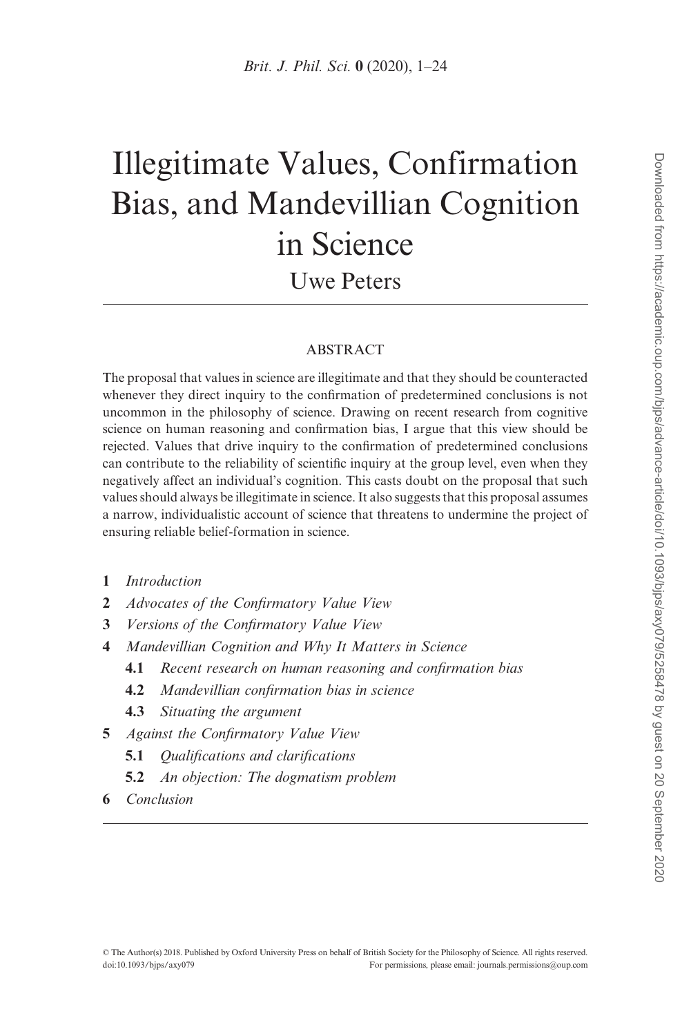# Illegitimate Values, Confirmation Bias, and Mandevillian Cognition in Science

Uwe Peters

## ABSTRACT

The proposal that values in science are illegitimate and that they should be counteracted whenever they direct inquiry to the confirmation of predetermined conclusions is not uncommon in the philosophy of science. Drawing on recent research from cognitive science on human reasoning and confirmation bias, I argue that this view should be rejected. Values that drive inquiry to the confirmation of predetermined conclusions can contribute to the reliability of scientific inquiry at the group level, even when they negatively affect an individual's cognition. This casts doubt on the proposal that such values should always be illegitimate in science. It also suggests that this proposal assumes a narrow, individualistic account of science that threatens to undermine the project of ensuring reliable belief-formation in science.

- **1** *Introduction*
- **2** *Advocates of the Confirmatory Value View*
- **3** *Versions of the Confirmatory Value View*
- **4** *Mandevillian Cognition and Why It Matters in Science*
  - **4.1** *Recent research on human reasoning and confirmation bias*
  - **4.2** *Mandevillian confirmation bias in science*
  - **4.3** *Situating the argument*
- **5** *Against the Confirmatory Value View*
  - **5.1** *Qualifications and clarifications*
  - **5.2** *An objection: The dogmatism problem*
- **6** *Conclusion*

© The Author(s) 2018. Published by Oxford University Press on behalf of British Society for the Philosophy of Science. All rights reserved. doi:10.1093/bjps/axy079 For permissions, please email: journals.permissions@oup.com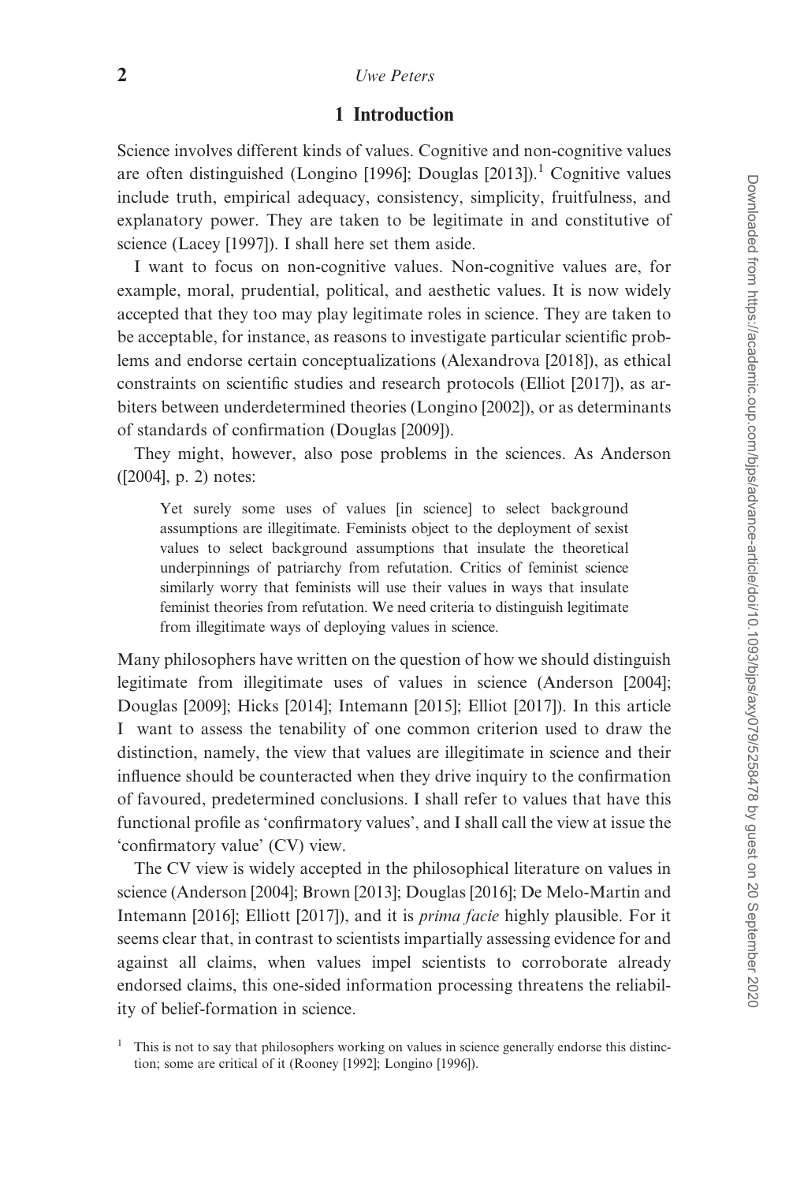## 1 Introduction

Science involves different kinds of values. Cognitive and non-cognitive values are often distinguished (Longino [1996]; Douglas [2013]).[1] Cognitive values include truth, empirical adequacy, consistency, simplicity, fruitfulness, and explanatory power. They are taken to be legitimate in and constitutive of science (Lacey [1997]). I shall here set them aside.

I want to focus on non-cognitive values. Non-cognitive values are, for example, moral, prudential, political, and aesthetic values. It is now widely accepted that they too may play legitimate roles in science. They are taken to be acceptable, for instance, as reasons to investigate particular scientific problems and endorse certain conceptualizations (Alexandrova [2018]), as ethical constraints on scientific studies and research protocols (Elliot [2017]), as arbiters between underdetermined theories (Longino [2002]), or as determinants of standards of confirmation (Douglas [2009]).

They might, however, also pose problems in the sciences. As Anderson ([2004], p. 2) notes:

> Yet surely some uses of values [in science] to select background assumptions are illegitimate. Feminists object to the deployment of sexist values to select background assumptions that insulate the theoretical underpinnings of patriarchy from refutation. Critics of feminist science similarly worry that feminists will use their values in ways that insulate feminist theories from refutation. We need criteria to distinguish legitimate from illegitimate ways of deploying values in science.

Many philosophers have written on the question of how we should distinguish legitimate from illegitimate uses of values in science (Anderson [2004]; Douglas [2009]; Hicks [2014]; Intemann [2015]; Elliot [2017]). In this article I want to assess the tenability of one common criterion used to draw the distinction, namely, the view that values are illegitimate in science and their influence should be counteracted when they drive inquiry to the confirmation of favoured, predetermined conclusions. I shall refer to values that have this functional profile as 'confirmatory values', and I shall call the view at issue the 'confirmatory value' (CV) view.

The CV view is widely accepted in the philosophical literature on values in science (Anderson [2004]; Brown [2013]; Douglas [2016]; De Melo-Martin and Intemann [2016]; Elliott [2017]), and it is *prima facie* highly plausible. For it seems clear that, in contrast to scientists impartially assessing evidence for and against all claims, when values impel scientists to corroborate already endorsed claims, this one-sided information processing threatens the reliability of belief-formation in science.

[1] This is not to say that philosophers working on values in science generally endorse this distinction; some are critical of it (Rooney [1992]; Longino [1996]).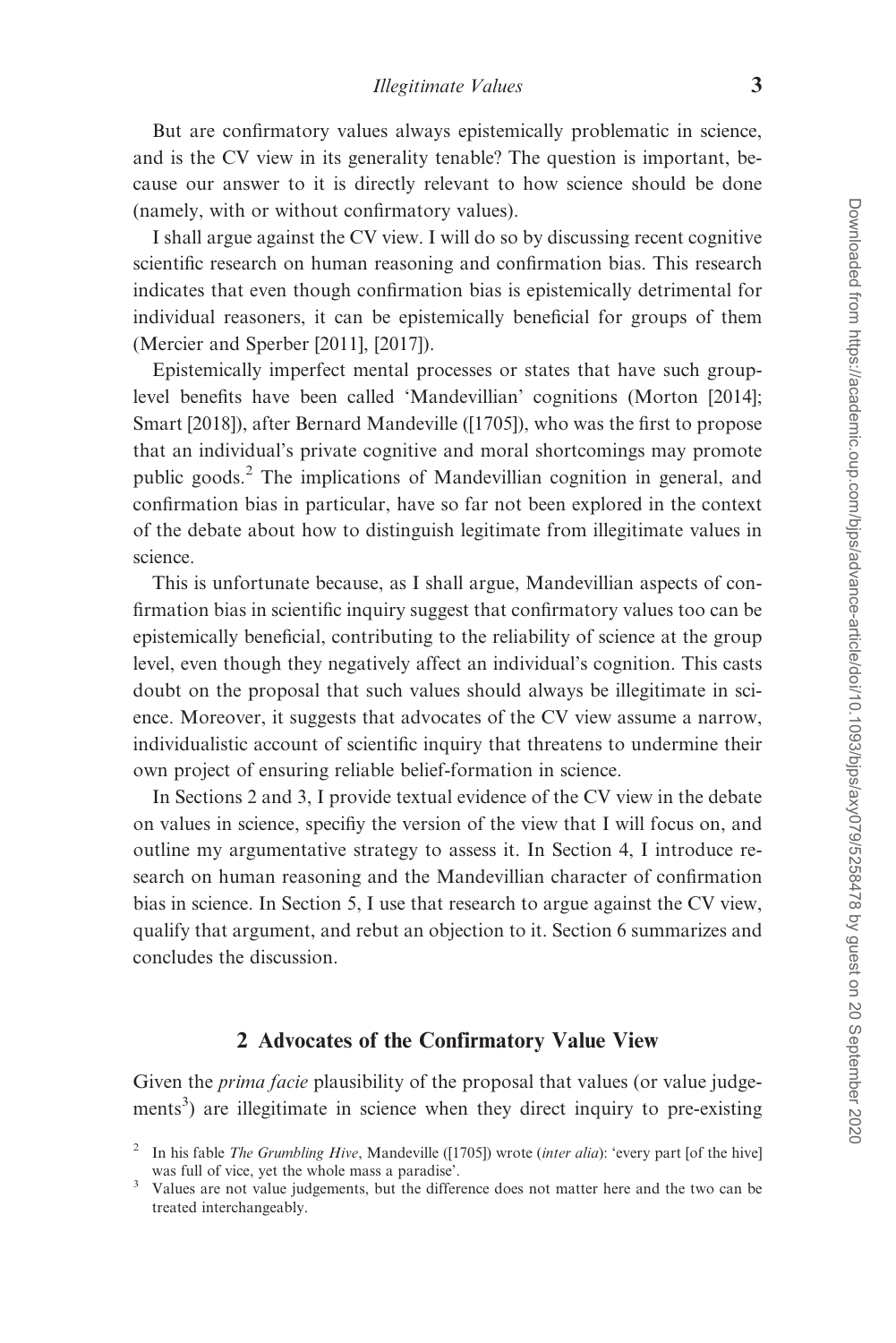But are confirmatory values always epistemically problematic in science, and is the CV view in its generality tenable? The question is important, because our answer to it is directly relevant to how science should be done (namely, with or without confirmatory values).

I shall argue against the CV view. I will do so by discussing recent cognitive scientific research on human reasoning and confirmation bias. This research indicates that even though confirmation bias is epistemically detrimental for individual reasoners, it can be epistemically beneficial for groups of them (Mercier and Sperber [2011], [2017]).

Epistemically imperfect mental processes or states that have such group-level benefits have been called 'Mandevillian' cognitions (Morton [2014]; Smart [2018]), after Bernard Mandeville ([1705]), who was the first to propose that an individual's private cognitive and moral shortcomings may promote public goods.[2] The implications of Mandevillian cognition in general, and confirmation bias in particular, have so far not been explored in the context of the debate about how to distinguish legitimate from illegitimate values in science.

This is unfortunate because, as I shall argue, Mandevillian aspects of confirmation bias in scientific inquiry suggest that confirmatory values too can be epistemically beneficial, contributing to the reliability of science at the group level, even though they negatively affect an individual's cognition. This casts doubt on the proposal that such values should always be illegitimate in science. Moreover, it suggests that advocates of the CV view assume a narrow, individualistic account of scientific inquiry that threatens to undermine their own project of ensuring reliable belief-formation in science.

In Sections 2 and 3, I provide textual evidence of the CV view in the debate on values in science, specifiy the version of the view that I will focus on, and outline my argumentative strategy to assess it. In Section 4, I introduce research on human reasoning and the Mandevillian character of confirmation bias in science. In Section 5, I use that research to argue against the CV view, qualify that argument, and rebut an objection to it. Section 6 summarizes and concludes the discussion.

## 2 Advocates of the Confirmatory Value View

Given the *prima facie* plausibility of the proposal that values (or value judgements[3]) are illegitimate in science when they direct inquiry to pre-existing

[2] In his fable *The Grumbling Hive*, Mandeville ([1705]) wrote (*inter alia*): 'every part [of the hive] was full of vice, yet the whole mass a paradise'.

[3] Values are not value judgements, but the difference does not matter here and the two can be treated interchangeably.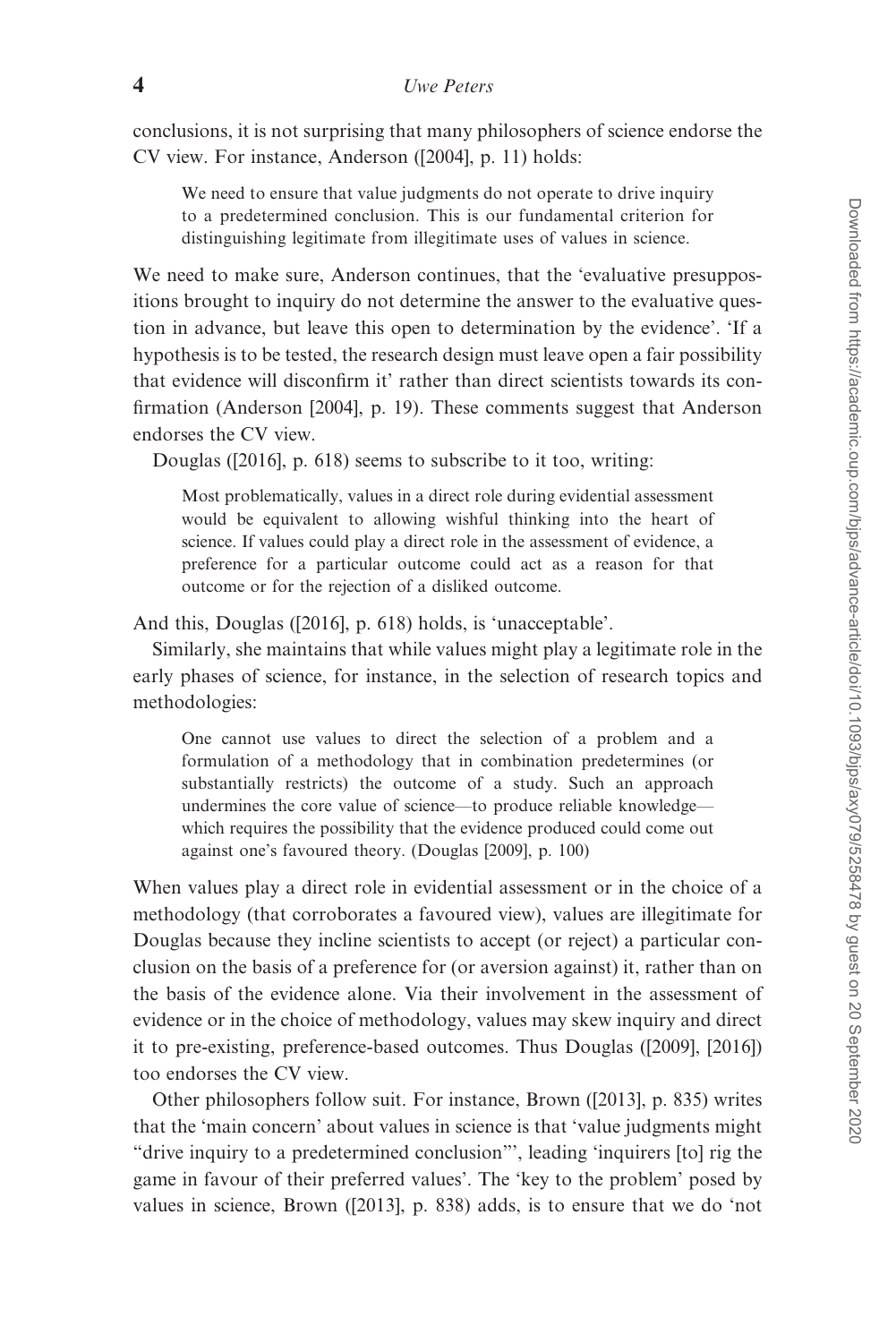conclusions, it is not surprising that many philosophers of science endorse the CV view. For instance, Anderson ([2004], p. 11) holds:

> We need to ensure that value judgments do not operate to drive inquiry to a predetermined conclusion. This is our fundamental criterion for distinguishing legitimate from illegitimate uses of values in science.

We need to make sure, Anderson continues, that the 'evaluative presuppositions brought to inquiry do not determine the answer to the evaluative question in advance, but leave this open to determination by the evidence'. 'If a hypothesis is to be tested, the research design must leave open a fair possibility that evidence will disconfirm it' rather than direct scientists towards its confirmation (Anderson [2004], p. 19). These comments suggest that Anderson endorses the CV view.

Douglas ([2016], p. 618) seems to subscribe to it too, writing:

> Most problematically, values in a direct role during evidential assessment would be equivalent to allowing wishful thinking into the heart of science. If values could play a direct role in the assessment of evidence, a preference for a particular outcome could act as a reason for that outcome or for the rejection of a disliked outcome.

And this, Douglas ([2016], p. 618) holds, is 'unacceptable'.

Similarly, she maintains that while values might play a legitimate role in the early phases of science, for instance, in the selection of research topics and methodologies:

> One cannot use values to direct the selection of a problem and a formulation of a methodology that in combination predetermines (or substantially restricts) the outcome of a study. Such an approach undermines the core value of science—to produce reliable knowledge—which requires the possibility that the evidence produced could come out against one's favoured theory. (Douglas [2009], p. 100)

When values play a direct role in evidential assessment or in the choice of a methodology (that corroborates a favoured view), values are illegitimate for Douglas because they incline scientists to accept (or reject) a particular conclusion on the basis of a preference for (or aversion against) it, rather than on the basis of the evidence alone. Via their involvement in the assessment of evidence or in the choice of methodology, values may skew inquiry and direct it to pre-existing, preference-based outcomes. Thus Douglas ([2009], [2016]) too endorses the CV view.

Other philosophers follow suit. For instance, Brown ([2013], p. 835) writes that the 'main concern' about values in science is that 'value judgments might "drive inquiry to a predetermined conclusion"', leading 'inquirers [to] rig the game in favour of their preferred values'. The 'key to the problem' posed by values in science, Brown ([2013], p. 838) adds, is to ensure that we do 'not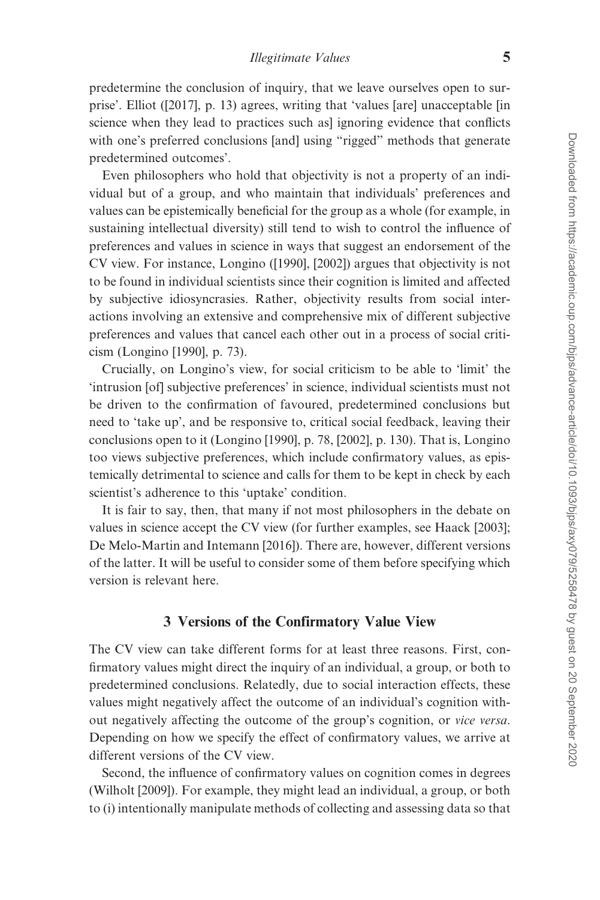predetermine the conclusion of inquiry, that we leave ourselves open to surprise'. Elliot ([2017], p. 13) agrees, writing that 'values [are] unacceptable [in science when they lead to practices such as] ignoring evidence that conflicts with one's preferred conclusions [and] using "rigged" methods that generate predetermined outcomes'.

Even philosophers who hold that objectivity is not a property of an individual but of a group, and who maintain that individuals' preferences and values can be epistemically beneficial for the group as a whole (for example, in sustaining intellectual diversity) still tend to wish to control the influence of preferences and values in science in ways that suggest an endorsement of the CV view. For instance, Longino ([1990], [2002]) argues that objectivity is not to be found in individual scientists since their cognition is limited and affected by subjective idiosyncrasies. Rather, objectivity results from social interactions involving an extensive and comprehensive mix of different subjective preferences and values that cancel each other out in a process of social criticism (Longino [1990], p. 73).

Crucially, on Longino's view, for social criticism to be able to 'limit' the 'intrusion [of] subjective preferences' in science, individual scientists must not be driven to the confirmation of favoured, predetermined conclusions but need to 'take up', and be responsive to, critical social feedback, leaving their conclusions open to it (Longino [1990], p. 78, [2002], p. 130). That is, Longino too views subjective preferences, which include confirmatory values, as epistemically detrimental to science and calls for them to be kept in check by each scientist's adherence to this 'uptake' condition.

It is fair to say, then, that many if not most philosophers in the debate on values in science accept the CV view (for further examples, see Haack [2003]; De Melo-Martin and Intemann [2016]). There are, however, different versions of the latter. It will be useful to consider some of them before specifying which version is relevant here.

## 3 Versions of the Confirmatory Value View

The CV view can take different forms for at least three reasons. First, confirmatory values might direct the inquiry of an individual, a group, or both to predetermined conclusions. Relatedly, due to social interaction effects, these values might negatively affect the outcome of an individual's cognition without negatively affecting the outcome of the group's cognition, or *vice versa*. Depending on how we specify the effect of confirmatory values, we arrive at different versions of the CV view.

Second, the influence of confirmatory values on cognition comes in degrees (Wilholt [2009]). For example, they might lead an individual, a group, or both to (i) intentionally manipulate methods of collecting and assessing data so that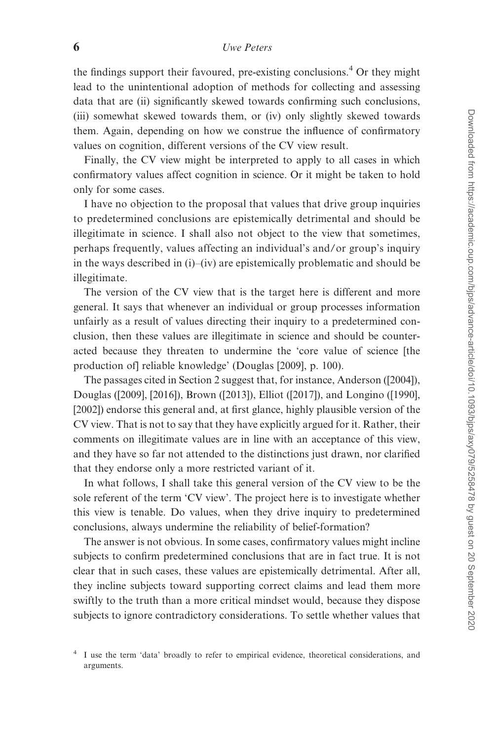the findings support their favoured, pre-existing conclusions.[4] Or they might lead to the unintentional adoption of methods for collecting and assessing data that are (ii) significantly skewed towards confirming such conclusions, (iii) somewhat skewed towards them, or (iv) only slightly skewed towards them. Again, depending on how we construe the influence of confirmatory values on cognition, different versions of the CV view result.

Finally, the CV view might be interpreted to apply to all cases in which confirmatory values affect cognition in science. Or it might be taken to hold only for some cases.

I have no objection to the proposal that values that drive group inquiries to predetermined conclusions are epistemically detrimental and should be illegitimate in science. I shall also not object to the view that sometimes, perhaps frequently, values affecting an individual's and/or group's inquiry in the ways described in (i)–(iv) are epistemically problematic and should be illegitimate.

The version of the CV view that is the target here is different and more general. It says that whenever an individual or group processes information unfairly as a result of values directing their inquiry to a predetermined conclusion, then these values are illegitimate in science and should be counteracted because they threaten to undermine the 'core value of science [the production of] reliable knowledge' (Douglas [2009], p. 100).

The passages cited in Section 2 suggest that, for instance, Anderson ([2004]), Douglas ([2009], [2016]), Brown ([2013]), Elliot ([2017]), and Longino ([1990], [2002]) endorse this general and, at first glance, highly plausible version of the CV view. That is not to say that they have explicitly argued for it. Rather, their comments on illegitimate values are in line with an acceptance of this view, and they have so far not attended to the distinctions just drawn, nor clarified that they endorse only a more restricted variant of it.

In what follows, I shall take this general version of the CV view to be the sole referent of the term 'CV view'. The project here is to investigate whether this view is tenable. Do values, when they drive inquiry to predetermined conclusions, always undermine the reliability of belief-formation?

The answer is not obvious. In some cases, confirmatory values might incline subjects to confirm predetermined conclusions that are in fact true. It is not clear that in such cases, these values are epistemically detrimental. After all, they incline subjects toward supporting correct claims and lead them more swiftly to the truth than a more critical mindset would, because they dispose subjects to ignore contradictory considerations. To settle whether values that

[4] I use the term 'data' broadly to refer to empirical evidence, theoretical considerations, and arguments.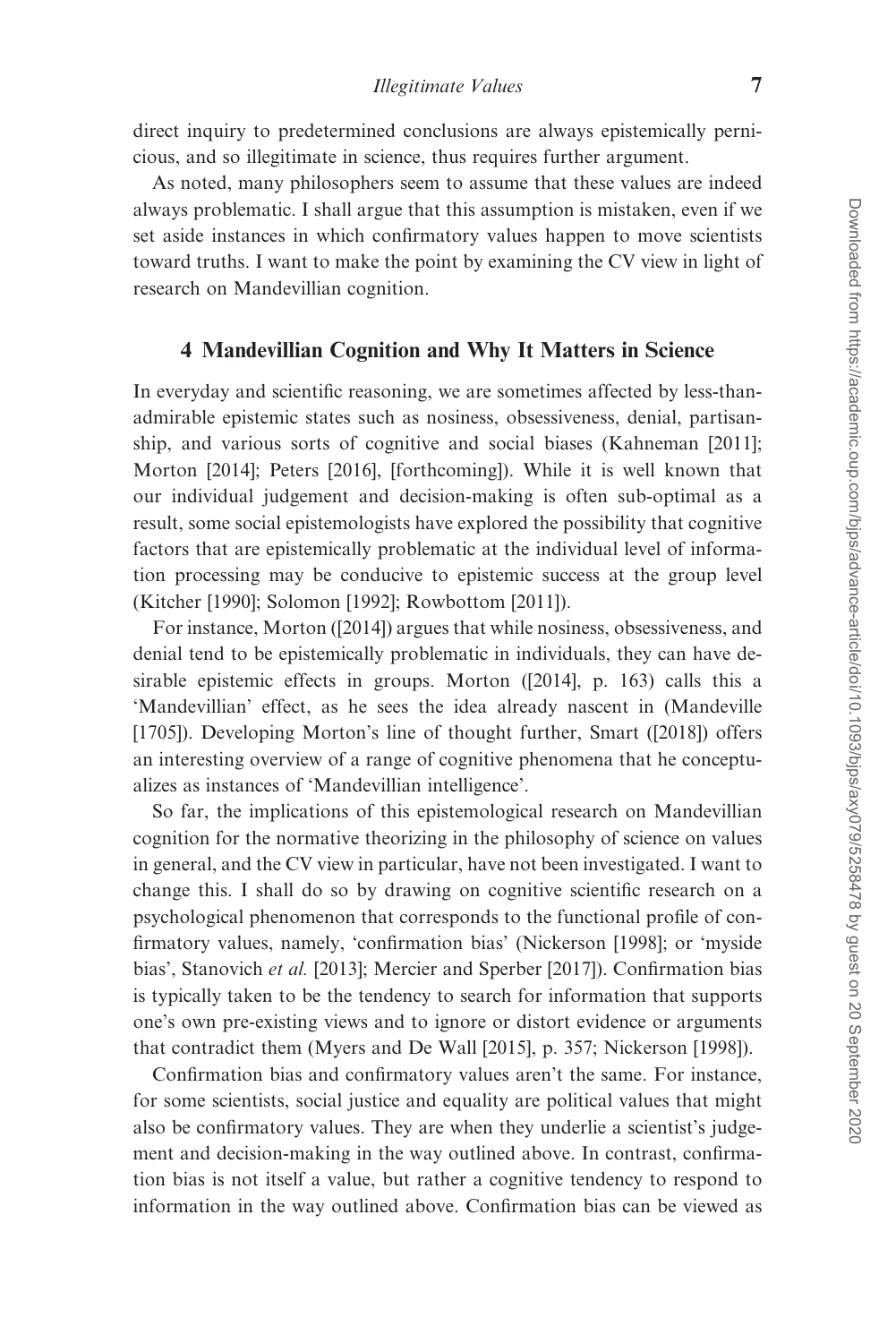direct inquiry to predetermined conclusions are always epistemically pernicious, and so illegitimate in science, thus requires further argument.

As noted, many philosophers seem to assume that these values are indeed always problematic. I shall argue that this assumption is mistaken, even if we set aside instances in which confirmatory values happen to move scientists toward truths. I want to make the point by examining the CV view in light of research on Mandevillian cognition.

## 4 Mandevillian Cognition and Why It Matters in Science

In everyday and scientific reasoning, we are sometimes affected by less-than-admirable epistemic states such as nosiness, obsessiveness, denial, partisanship, and various sorts of cognitive and social biases (Kahneman [2011]; Morton [2014]; Peters [2016], [forthcoming]). While it is well known that our individual judgement and decision-making is often sub-optimal as a result, some social epistemologists have explored the possibility that cognitive factors that are epistemically problematic at the individual level of information processing may be conducive to epistemic success at the group level (Kitcher [1990]; Solomon [1992]; Rowbottom [2011]).

For instance, Morton ([2014]) argues that while nosiness, obsessiveness, and denial tend to be epistemically problematic in individuals, they can have desirable epistemic effects in groups. Morton ([2014], p. 163) calls this a 'Mandevillian' effect, as he sees the idea already nascent in (Mandeville [1705]). Developing Morton's line of thought further, Smart ([2018]) offers an interesting overview of a range of cognitive phenomena that he conceptualizes as instances of 'Mandevillian intelligence'.

So far, the implications of this epistemological research on Mandevillian cognition for the normative theorizing in the philosophy of science on values in general, and the CV view in particular, have not been investigated. I want to change this. I shall do so by drawing on cognitive scientific research on a psychological phenomenon that corresponds to the functional profile of confirmatory values, namely, 'confirmation bias' (Nickerson [1998]; or 'myside bias', Stanovich *et al.* [2013]; Mercier and Sperber [2017]). Confirmation bias is typically taken to be the tendency to search for information that supports one's own pre-existing views and to ignore or distort evidence or arguments that contradict them (Myers and De Wall [2015], p. 357; Nickerson [1998]).

Confirmation bias and confirmatory values aren't the same. For instance, for some scientists, social justice and equality are political values that might also be confirmatory values. They are when they underlie a scientist's judgement and decision-making in the way outlined above. In contrast, confirmation bias is not itself a value, but rather a cognitive tendency to respond to information in the way outlined above. Confirmation bias can be viewed as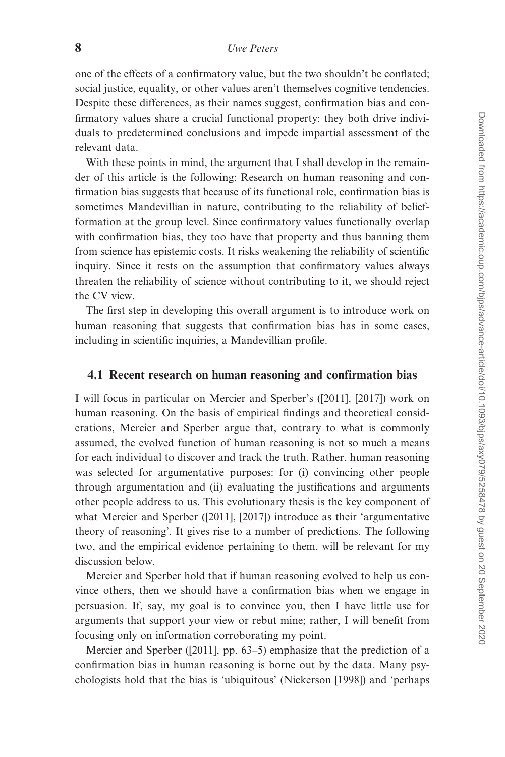one of the effects of a confirmatory value, but the two shouldn't be conflated; social justice, equality, or other values aren't themselves cognitive tendencies. Despite these differences, as their names suggest, confirmation bias and confirmatory values share a crucial functional property: they both drive individuals to predetermined conclusions and impede impartial assessment of the relevant data.

With these points in mind, the argument that I shall develop in the remainder of this article is the following: Research on human reasoning and confirmation bias suggests that because of its functional role, confirmation bias is sometimes Mandevillian in nature, contributing to the reliability of belief-formation at the group level. Since confirmatory values functionally overlap with confirmation bias, they too have that property and thus banning them from science has epistemic costs. It risks weakening the reliability of scientific inquiry. Since it rests on the assumption that confirmatory values always threaten the reliability of science without contributing to it, we should reject the CV view.

The first step in developing this overall argument is to introduce work on human reasoning that suggests that confirmation bias has in some cases, including in scientific inquiries, a Mandevillian profile.

### 4.1 Recent research on human reasoning and confirmation bias

I will focus in particular on Mercier and Sperber's ([2011], [2017]) work on human reasoning. On the basis of empirical findings and theoretical considerations, Mercier and Sperber argue that, contrary to what is commonly assumed, the evolved function of human reasoning is not so much a means for each individual to discover and track the truth. Rather, human reasoning was selected for argumentative purposes: for (i) convincing other people through argumentation and (ii) evaluating the justifications and arguments other people address to us. This evolutionary thesis is the key component of what Mercier and Sperber ([2011], [2017]) introduce as their 'argumentative theory of reasoning'. It gives rise to a number of predictions. The following two, and the empirical evidence pertaining to them, will be relevant for my discussion below.

Mercier and Sperber hold that if human reasoning evolved to help us convince others, then we should have a confirmation bias when we engage in persuasion. If, say, my goal is to convince you, then I have little use for arguments that support your view or rebut mine; rather, I will benefit from focusing only on information corroborating my point.

Mercier and Sperber ([2011], pp. 63–5) emphasize that the prediction of a confirmation bias in human reasoning is borne out by the data. Many psychologists hold that the bias is 'ubiquitous' (Nickerson [1998]) and 'perhaps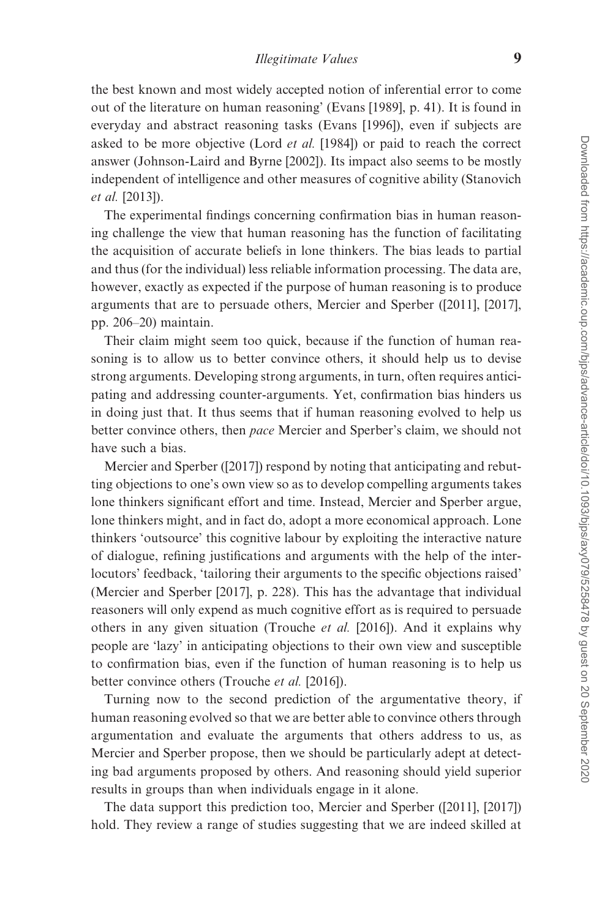the best known and most widely accepted notion of inferential error to come out of the literature on human reasoning' (Evans [1989], p. 41). It is found in everyday and abstract reasoning tasks (Evans [1996]), even if subjects are asked to be more objective (Lord *et al.* [1984]) or paid to reach the correct answer (Johnson-Laird and Byrne [2002]). Its impact also seems to be mostly independent of intelligence and other measures of cognitive ability (Stanovich *et al.* [2013]).

The experimental findings concerning confirmation bias in human reasoning challenge the view that human reasoning has the function of facilitating the acquisition of accurate beliefs in lone thinkers. The bias leads to partial and thus (for the individual) less reliable information processing. The data are, however, exactly as expected if the purpose of human reasoning is to produce arguments that are to persuade others, Mercier and Sperber ([2011], [2017], pp. 206–20) maintain.

Their claim might seem too quick, because if the function of human reasoning is to allow us to better convince others, it should help us to devise strong arguments. Developing strong arguments, in turn, often requires anticipating and addressing counter-arguments. Yet, confirmation bias hinders us in doing just that. It thus seems that if human reasoning evolved to help us better convince others, then *pace* Mercier and Sperber's claim, we should not have such a bias.

Mercier and Sperber ([2017]) respond by noting that anticipating and rebutting objections to one's own view so as to develop compelling arguments takes lone thinkers significant effort and time. Instead, Mercier and Sperber argue, lone thinkers might, and in fact do, adopt a more economical approach. Lone thinkers 'outsource' this cognitive labour by exploiting the interactive nature of dialogue, refining justifications and arguments with the help of the interlocutors' feedback, 'tailoring their arguments to the specific objections raised' (Mercier and Sperber [2017], p. 228). This has the advantage that individual reasoners will only expend as much cognitive effort as is required to persuade others in any given situation (Trouche *et al.* [2016]). And it explains why people are 'lazy' in anticipating objections to their own view and susceptible to confirmation bias, even if the function of human reasoning is to help us better convince others (Trouche *et al.* [2016]).

Turning now to the second prediction of the argumentative theory, if human reasoning evolved so that we are better able to convince others through argumentation and evaluate the arguments that others address to us, as Mercier and Sperber propose, then we should be particularly adept at detecting bad arguments proposed by others. And reasoning should yield superior results in groups than when individuals engage in it alone.

The data support this prediction too, Mercier and Sperber ([2011], [2017]) hold. They review a range of studies suggesting that we are indeed skilled at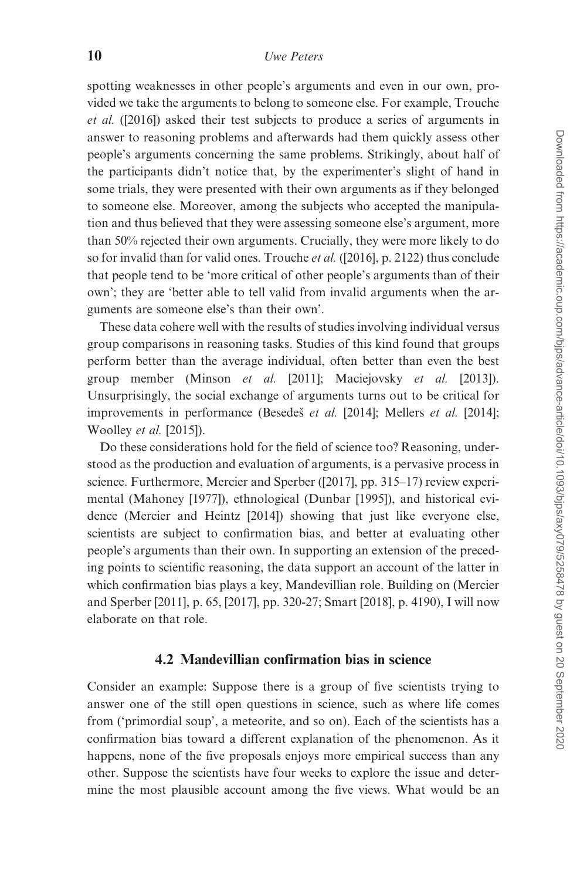spotting weaknesses in other people's arguments and even in our own, provided we take the arguments to belong to someone else. For example, Trouche *et al.* ([2016]) asked their test subjects to produce a series of arguments in answer to reasoning problems and afterwards had them quickly assess other people's arguments concerning the same problems. Strikingly, about half of the participants didn't notice that, by the experimenter's slight of hand in some trials, they were presented with their own arguments as if they belonged to someone else. Moreover, among the subjects who accepted the manipulation and thus believed that they were assessing someone else's argument, more than 50% rejected their own arguments. Crucially, they were more likely to do so for invalid than for valid ones. Trouche *et al.* ([2016], p. 2122) thus conclude that people tend to be 'more critical of other people's arguments than of their own'; they are 'better able to tell valid from invalid arguments when the arguments are someone else's than their own'.

These data cohere well with the results of studies involving individual versus group comparisons in reasoning tasks. Studies of this kind found that groups perform better than the average individual, often better than even the best group member (Minson *et al.* [2011]; Maciejovsky *et al.* [2013]). Unsurprisingly, the social exchange of arguments turns out to be critical for improvements in performance (Besedeš *et al.* [2014]; Mellers *et al.* [2014]; Woolley *et al.* [2015]).

Do these considerations hold for the field of science too? Reasoning, understood as the production and evaluation of arguments, is a pervasive process in science. Furthermore, Mercier and Sperber ([2017], pp. 315–17) review experimental (Mahoney [1977]), ethnological (Dunbar [1995]), and historical evidence (Mercier and Heintz [2014]) showing that just like everyone else, scientists are subject to confirmation bias, and better at evaluating other people's arguments than their own. In supporting an extension of the preceding points to scientific reasoning, the data support an account of the latter in which confirmation bias plays a key, Mandevillian role. Building on (Mercier and Sperber [2011], p. 65, [2017], pp. 320-27; Smart [2018], p. 4190), I will now elaborate on that role.

### 4.2 Mandevillian confirmation bias in science

Consider an example: Suppose there is a group of five scientists trying to answer one of the still open questions in science, such as where life comes from ('primordial soup', a meteorite, and so on). Each of the scientists has a confirmation bias toward a different explanation of the phenomenon. As it happens, none of the five proposals enjoys more empirical success than any other. Suppose the scientists have four weeks to explore the issue and determine the most plausible account among the five views. What would be an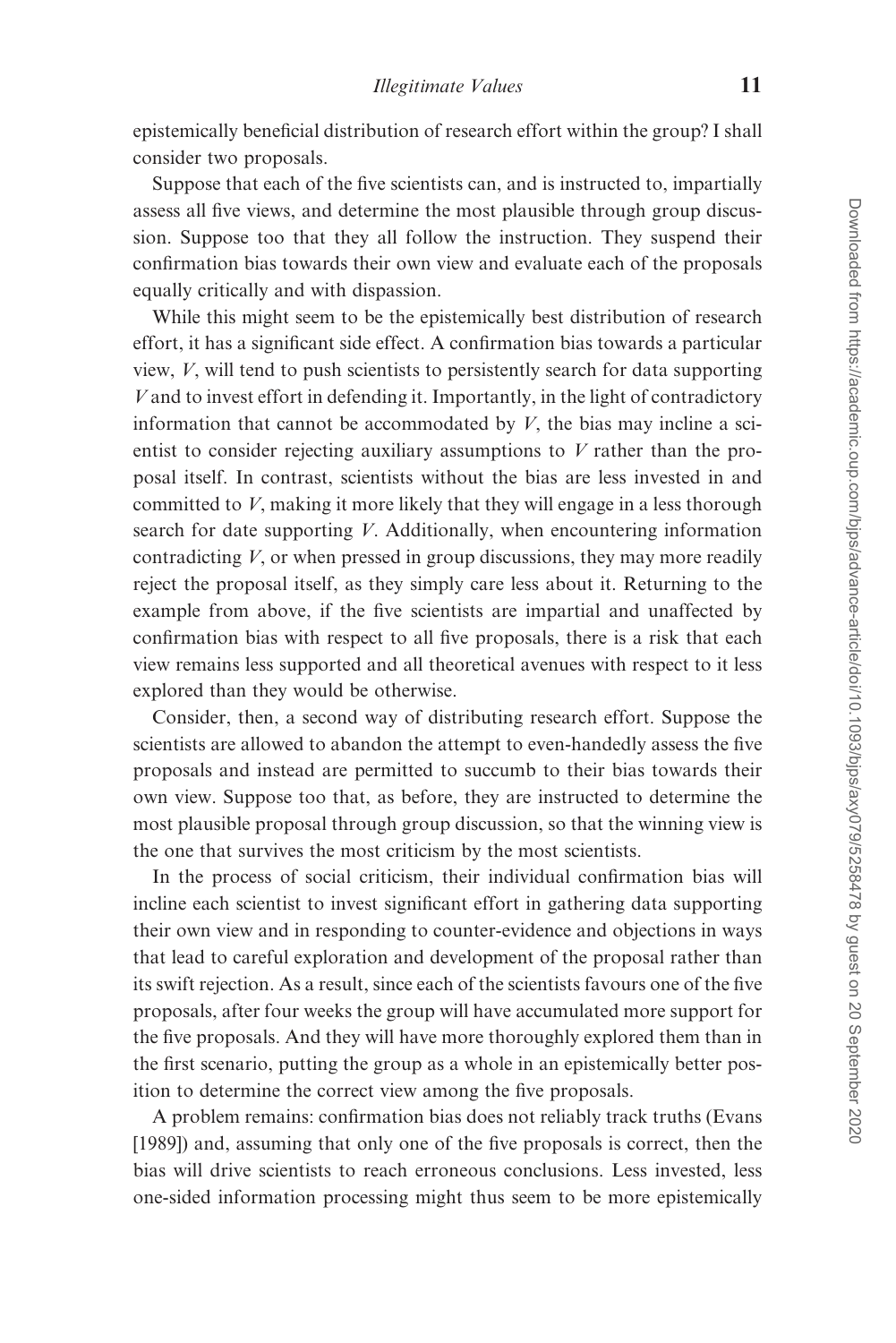epistemically beneficial distribution of research effort within the group? I shall consider two proposals.

Suppose that each of the five scientists can, and is instructed to, impartially assess all five views, and determine the most plausible through group discussion. Suppose too that they all follow the instruction. They suspend their confirmation bias towards their own view and evaluate each of the proposals equally critically and with dispassion.

While this might seem to be the epistemically best distribution of research effort, it has a significant side effect. A confirmation bias towards a particular view, *V*, will tend to push scientists to persistently search for data supporting *V* and to invest effort in defending it. Importantly, in the light of contradictory information that cannot be accommodated by *V*, the bias may incline a scientist to consider rejecting auxiliary assumptions to *V* rather than the proposal itself. In contrast, scientists without the bias are less invested in and committed to *V*, making it more likely that they will engage in a less thorough search for date supporting *V*. Additionally, when encountering information contradicting *V*, or when pressed in group discussions, they may more readily reject the proposal itself, as they simply care less about it. Returning to the example from above, if the five scientists are impartial and unaffected by confirmation bias with respect to all five proposals, there is a risk that each view remains less supported and all theoretical avenues with respect to it less explored than they would be otherwise.

Consider, then, a second way of distributing research effort. Suppose the scientists are allowed to abandon the attempt to even-handedly assess the five proposals and instead are permitted to succumb to their bias towards their own view. Suppose too that, as before, they are instructed to determine the most plausible proposal through group discussion, so that the winning view is the one that survives the most criticism by the most scientists.

In the process of social criticism, their individual confirmation bias will incline each scientist to invest significant effort in gathering data supporting their own view and in responding to counter-evidence and objections in ways that lead to careful exploration and development of the proposal rather than its swift rejection. As a result, since each of the scientists favours one of the five proposals, after four weeks the group will have accumulated more support for the five proposals. And they will have more thoroughly explored them than in the first scenario, putting the group as a whole in an epistemically better position to determine the correct view among the five proposals.

A problem remains: confirmation bias does not reliably track truths (Evans [1989]) and, assuming that only one of the five proposals is correct, then the bias will drive scientists to reach erroneous conclusions. Less invested, less one-sided information processing might thus seem to be more epistemically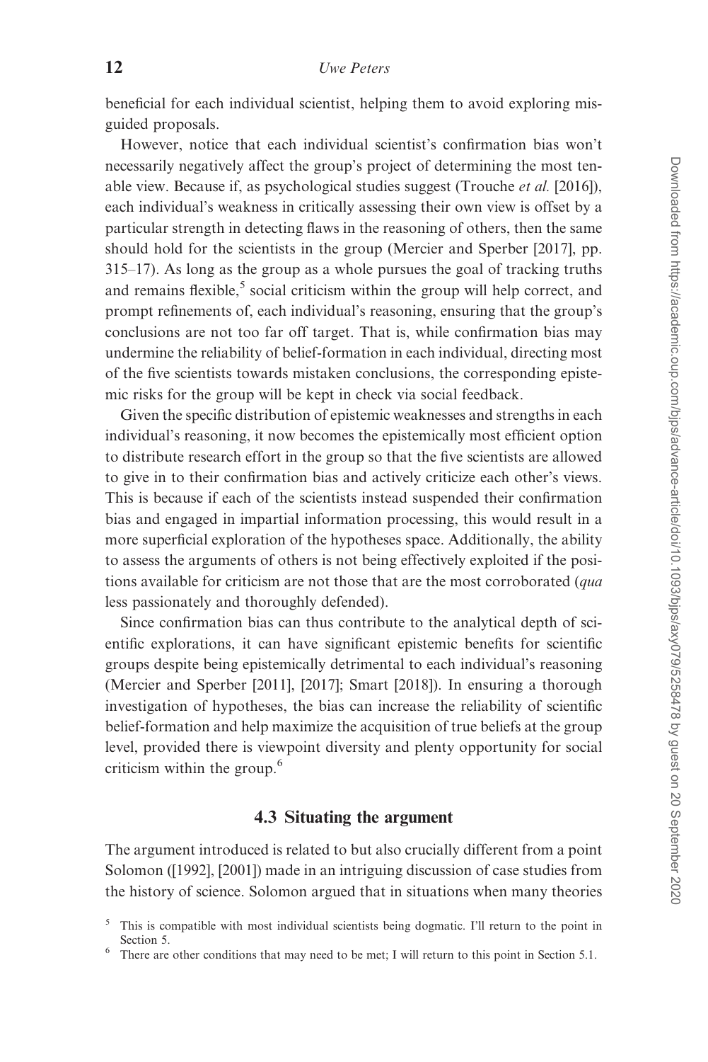beneficial for each individual scientist, helping them to avoid exploring misguided proposals.

However, notice that each individual scientist's confirmation bias won't necessarily negatively affect the group's project of determining the most tenable view. Because if, as psychological studies suggest (Trouche *et al.* [2016]), each individual's weakness in critically assessing their own view is offset by a particular strength in detecting flaws in the reasoning of others, then the same should hold for the scientists in the group (Mercier and Sperber [2017], pp. 315–17). As long as the group as a whole pursues the goal of tracking truths and remains flexible,[5] social criticism within the group will help correct, and prompt refinements of, each individual's reasoning, ensuring that the group's conclusions are not too far off target. That is, while confirmation bias may undermine the reliability of belief-formation in each individual, directing most of the five scientists towards mistaken conclusions, the corresponding epistemic risks for the group will be kept in check via social feedback.

Given the specific distribution of epistemic weaknesses and strengths in each individual's reasoning, it now becomes the epistemically most efficient option to distribute research effort in the group so that the five scientists are allowed to give in to their confirmation bias and actively criticize each other's views. This is because if each of the scientists instead suspended their confirmation bias and engaged in impartial information processing, this would result in a more superficial exploration of the hypotheses space. Additionally, the ability to assess the arguments of others is not being effectively exploited if the positions available for criticism are not those that are the most corroborated (*qua* less passionately and thoroughly defended).

Since confirmation bias can thus contribute to the analytical depth of scientific explorations, it can have significant epistemic benefits for scientific groups despite being epistemically detrimental to each individual's reasoning (Mercier and Sperber [2011], [2017]; Smart [2018]). In ensuring a thorough investigation of hypotheses, the bias can increase the reliability of scientific belief-formation and help maximize the acquisition of true beliefs at the group level, provided there is viewpoint diversity and plenty opportunity for social criticism within the group.[6]

### 4.3 Situating the argument

The argument introduced is related to but also crucially different from a point Solomon ([1992], [2001]) made in an intriguing discussion of case studies from the history of science. Solomon argued that in situations when many theories

[5] This is compatible with most individual scientists being dogmatic. I'll return to the point in Section 5.

[6] There are other conditions that may need to be met; I will return to this point in Section 5.1.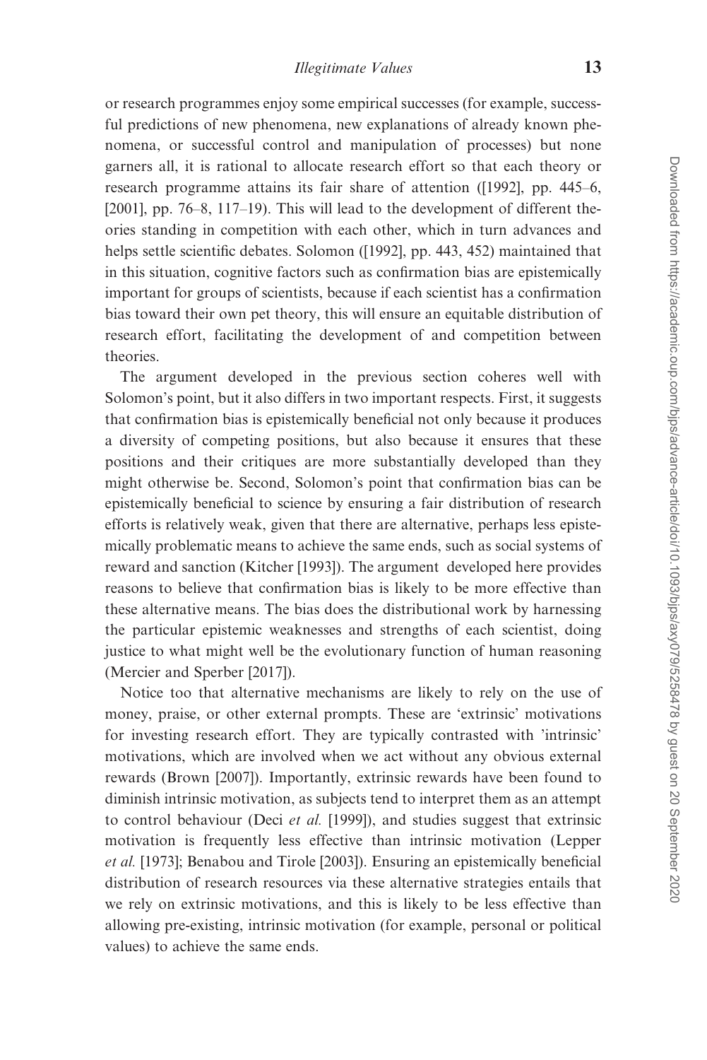or research programmes enjoy some empirical successes (for example, successful predictions of new phenomena, new explanations of already known phenomena, or successful control and manipulation of processes) but none garners all, it is rational to allocate research effort so that each theory or research programme attains its fair share of attention ([1992], pp. 445–6, [2001], pp. 76–8, 117–19). This will lead to the development of different theories standing in competition with each other, which in turn advances and helps settle scientific debates. Solomon ([1992], pp. 443, 452) maintained that in this situation, cognitive factors such as confirmation bias are epistemically important for groups of scientists, because if each scientist has a confirmation bias toward their own pet theory, this will ensure an equitable distribution of research effort, facilitating the development of and competition between theories.

The argument developed in the previous section coheres well with Solomon's point, but it also differs in two important respects. First, it suggests that confirmation bias is epistemically beneficial not only because it produces a diversity of competing positions, but also because it ensures that these positions and their critiques are more substantially developed than they might otherwise be. Second, Solomon's point that confirmation bias can be epistemically beneficial to science by ensuring a fair distribution of research efforts is relatively weak, given that there are alternative, perhaps less epistemically problematic means to achieve the same ends, such as social systems of reward and sanction (Kitcher [1993]). The argument developed here provides reasons to believe that confirmation bias is likely to be more effective than these alternative means. The bias does the distributional work by harnessing the particular epistemic weaknesses and strengths of each scientist, doing justice to what might well be the evolutionary function of human reasoning (Mercier and Sperber [2017]).

Notice too that alternative mechanisms are likely to rely on the use of money, praise, or other external prompts. These are 'extrinsic' motivations for investing research effort. They are typically contrasted with 'intrinsic' motivations, which are involved when we act without any obvious external rewards (Brown [2007]). Importantly, extrinsic rewards have been found to diminish intrinsic motivation, as subjects tend to interpret them as an attempt to control behaviour (Deci *et al.* [1999]), and studies suggest that extrinsic motivation is frequently less effective than intrinsic motivation (Lepper *et al.* [1973]; Benabou and Tirole [2003]). Ensuring an epistemically beneficial distribution of research resources via these alternative strategies entails that we rely on extrinsic motivations, and this is likely to be less effective than allowing pre-existing, intrinsic motivation (for example, personal or political values) to achieve the same ends.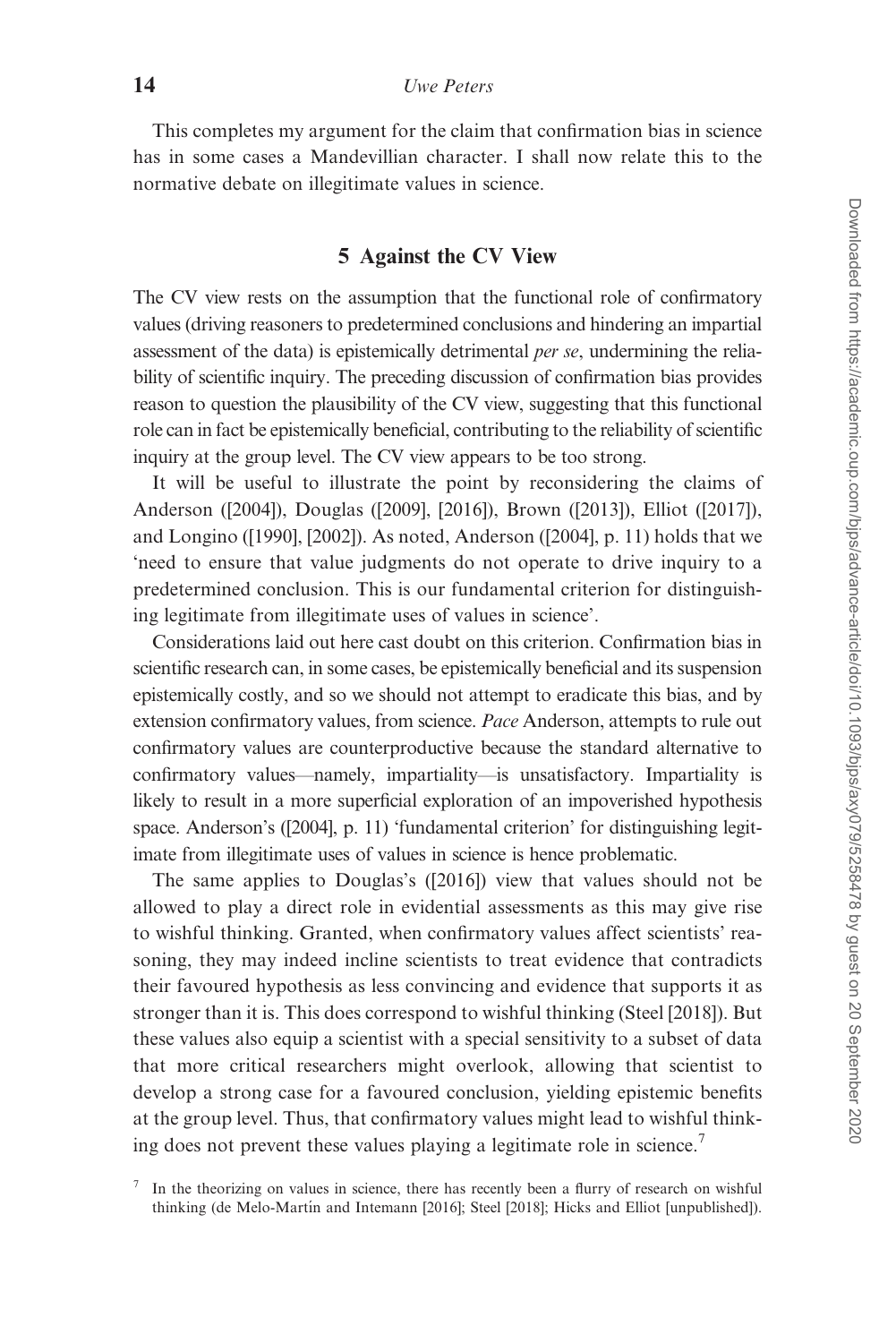This completes my argument for the claim that confirmation bias in science has in some cases a Mandevillian character. I shall now relate this to the normative debate on illegitimate values in science.

## 5 Against the CV View

The CV view rests on the assumption that the functional role of confirmatory values (driving reasoners to predetermined conclusions and hindering an impartial assessment of the data) is epistemically detrimental *per se*, undermining the reliability of scientific inquiry. The preceding discussion of confirmation bias provides reason to question the plausibility of the CV view, suggesting that this functional role can in fact be epistemically beneficial, contributing to the reliability of scientific inquiry at the group level. The CV view appears to be too strong.

It will be useful to illustrate the point by reconsidering the claims of Anderson ([2004]), Douglas ([2009], [2016]), Brown ([2013]), Elliot ([2017]), and Longino ([1990], [2002]). As noted, Anderson ([2004], p. 11) holds that we 'need to ensure that value judgments do not operate to drive inquiry to a predetermined conclusion. This is our fundamental criterion for distinguishing legitimate from illegitimate uses of values in science'.

Considerations laid out here cast doubt on this criterion. Confirmation bias in scientific research can, in some cases, be epistemically beneficial and its suspension epistemically costly, and so we should not attempt to eradicate this bias, and by extension confirmatory values, from science. *Pace* Anderson, attempts to rule out confirmatory values are counterproductive because the standard alternative to confirmatory values—namely, impartiality—is unsatisfactory. Impartiality is likely to result in a more superficial exploration of an impoverished hypothesis space. Anderson's ([2004], p. 11) 'fundamental criterion' for distinguishing legitimate from illegitimate uses of values in science is hence problematic.

The same applies to Douglas's ([2016]) view that values should not be allowed to play a direct role in evidential assessments as this may give rise to wishful thinking. Granted, when confirmatory values affect scientists' reasoning, they may indeed incline scientists to treat evidence that contradicts their favoured hypothesis as less convincing and evidence that supports it as stronger than it is. This does correspond to wishful thinking (Steel [2018]). But these values also equip a scientist with a special sensitivity to a subset of data that more critical researchers might overlook, allowing that scientist to develop a strong case for a favoured conclusion, yielding epistemic benefits at the group level. Thus, that confirmatory values might lead to wishful thinking does not prevent these values playing a legitimate role in science.[7]

[7] In the theorizing on values in science, there has recently been a flurry of research on wishful thinking (de Melo-Martín and Intemann [2016]; Steel [2018]; Hicks and Elliot [unpublished]).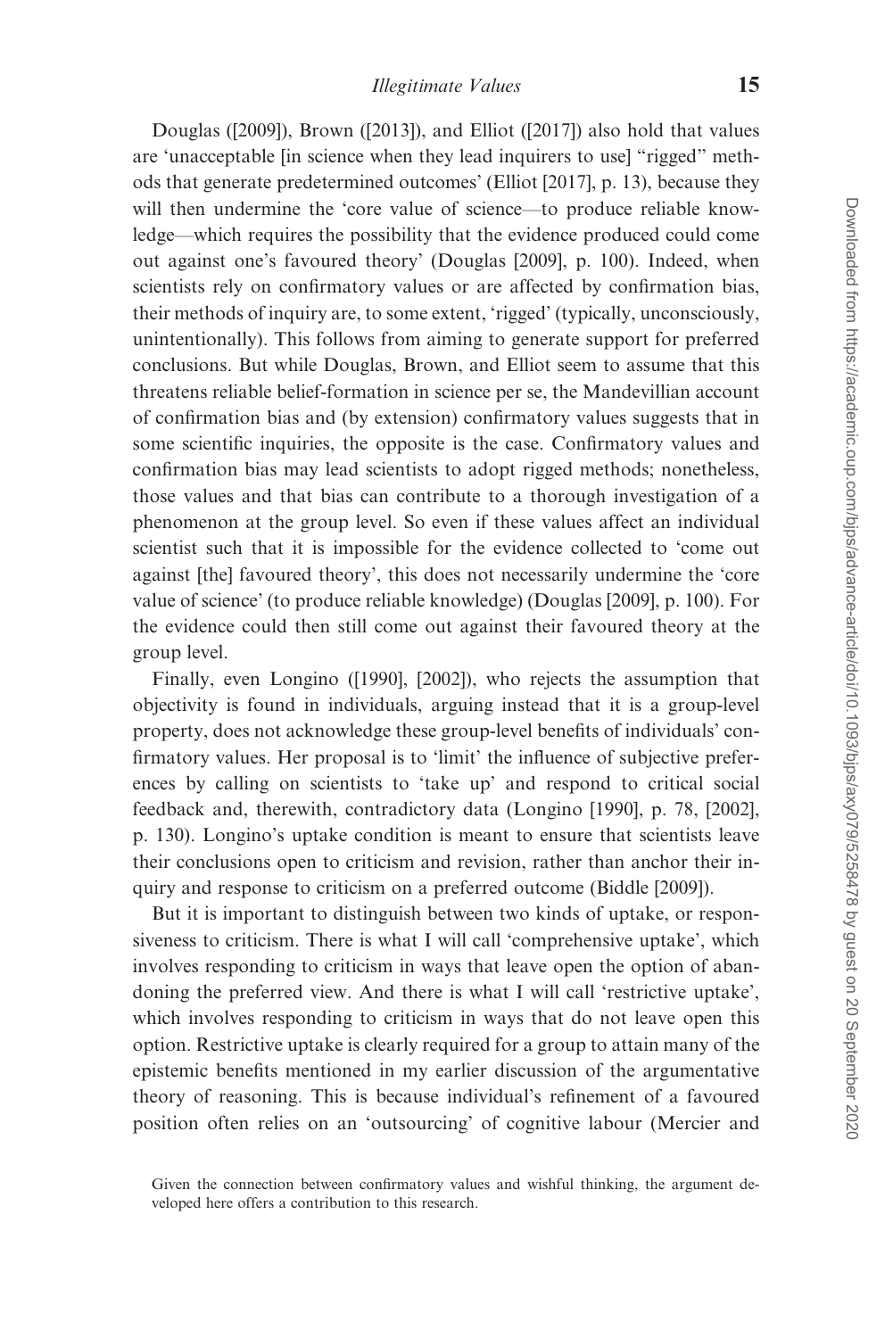Douglas ([2009]), Brown ([2013]), and Elliot ([2017]) also hold that values are 'unacceptable [in science when they lead inquirers to use] "rigged" methods that generate predetermined outcomes' (Elliot [2017], p. 13), because they will then undermine the 'core value of science—to produce reliable knowledge—which requires the possibility that the evidence produced could come out against one's favoured theory' (Douglas [2009], p. 100). Indeed, when scientists rely on confirmatory values or are affected by confirmation bias, their methods of inquiry are, to some extent, 'rigged' (typically, unconsciously, unintentionally). This follows from aiming to generate support for preferred conclusions. But while Douglas, Brown, and Elliot seem to assume that this threatens reliable belief-formation in science per se, the Mandevillian account of confirmation bias and (by extension) confirmatory values suggests that in some scientific inquiries, the opposite is the case. Confirmatory values and confirmation bias may lead scientists to adopt rigged methods; nonetheless, those values and that bias can contribute to a thorough investigation of a phenomenon at the group level. So even if these values affect an individual scientist such that it is impossible for the evidence collected to 'come out against [the] favoured theory', this does not necessarily undermine the 'core value of science' (to produce reliable knowledge) (Douglas [2009], p. 100). For the evidence could then still come out against their favoured theory at the group level.

Finally, even Longino ([1990], [2002]), who rejects the assumption that objectivity is found in individuals, arguing instead that it is a group-level property, does not acknowledge these group-level benefits of individuals' confirmatory values. Her proposal is to 'limit' the influence of subjective preferences by calling on scientists to 'take up' and respond to critical social feedback and, therewith, contradictory data (Longino [1990], p. 78, [2002], p. 130). Longino's uptake condition is meant to ensure that scientists leave their conclusions open to criticism and revision, rather than anchor their inquiry and response to criticism on a preferred outcome (Biddle [2009]).

But it is important to distinguish between two kinds of uptake, or responsiveness to criticism. There is what I will call 'comprehensive uptake', which involves responding to criticism in ways that leave open the option of abandoning the preferred view. And there is what I will call 'restrictive uptake', which involves responding to criticism in ways that do not leave open this option. Restrictive uptake is clearly required for a group to attain many of the epistemic benefits mentioned in my earlier discussion of the argumentative theory of reasoning. This is because individual's refinement of a favoured position often relies on an 'outsourcing' of cognitive labour (Mercier and

Given the connection between confirmatory values and wishful thinking, the argument developed here offers a contribution to this research.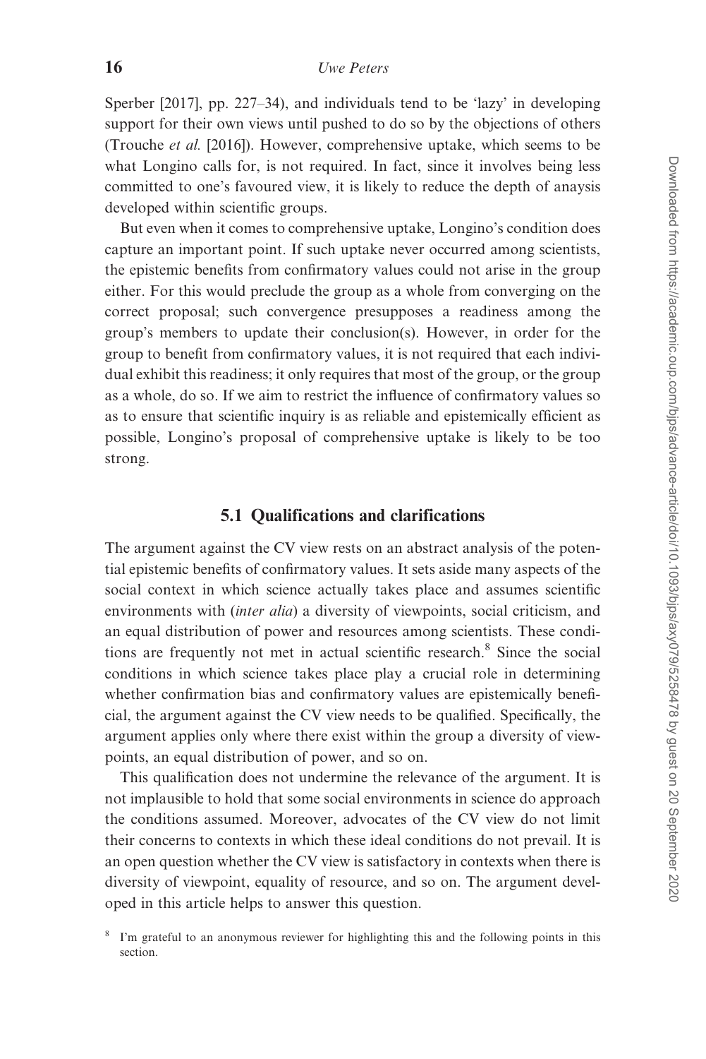Sperber [2017], pp. 227–34), and individuals tend to be 'lazy' in developing support for their own views until pushed to do so by the objections of others (Trouche *et al.* [2016]). However, comprehensive uptake, which seems to be what Longino calls for, is not required. In fact, since it involves being less committed to one's favoured view, it is likely to reduce the depth of anaysis developed within scientific groups.

But even when it comes to comprehensive uptake, Longino's condition does capture an important point. If such uptake never occurred among scientists, the epistemic benefits from confirmatory values could not arise in the group either. For this would preclude the group as a whole from converging on the correct proposal; such convergence presupposes a readiness among the group's members to update their conclusion(s). However, in order for the group to benefit from confirmatory values, it is not required that each individual exhibit this readiness; it only requires that most of the group, or the group as a whole, do so. If we aim to restrict the influence of confirmatory values so as to ensure that scientific inquiry is as reliable and epistemically efficient as possible, Longino's proposal of comprehensive uptake is likely to be too strong.

### 5.1 Qualifications and clarifications

The argument against the CV view rests on an abstract analysis of the potential epistemic benefits of confirmatory values. It sets aside many aspects of the social context in which science actually takes place and assumes scientific environments with (*inter alia*) a diversity of viewpoints, social criticism, and an equal distribution of power and resources among scientists. These conditions are frequently not met in actual scientific research.[8] Since the social conditions in which science takes place play a crucial role in determining whether confirmation bias and confirmatory values are epistemically beneficial, the argument against the CV view needs to be qualified. Specifically, the argument applies only where there exist within the group a diversity of viewpoints, an equal distribution of power, and so on.

This qualification does not undermine the relevance of the argument. It is not implausible to hold that some social environments in science do approach the conditions assumed. Moreover, advocates of the CV view do not limit their concerns to contexts in which these ideal conditions do not prevail. It is an open question whether the CV view is satisfactory in contexts when there is diversity of viewpoint, equality of resource, and so on. The argument developed in this article helps to answer this question.

[8] I'm grateful to an anonymous reviewer for highlighting this and the following points in this section.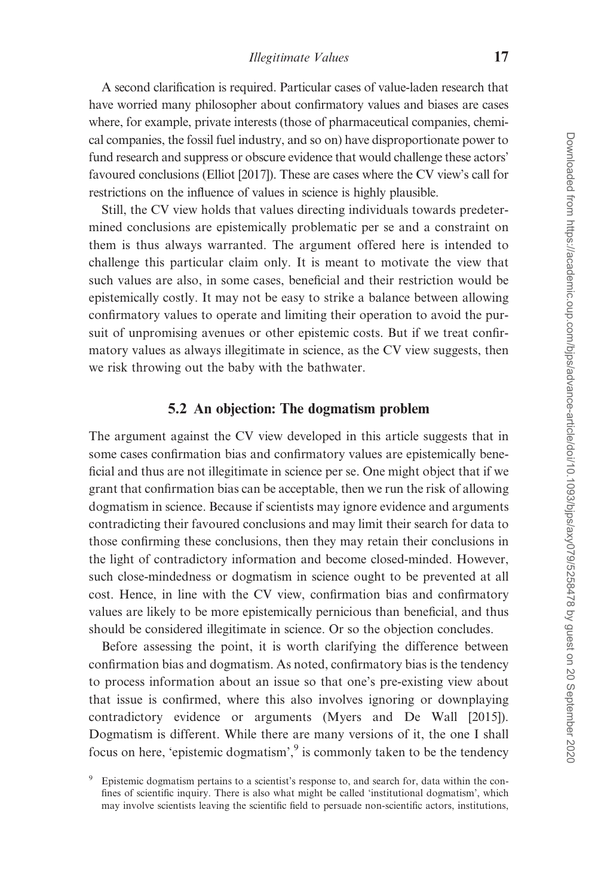A second clarification is required. Particular cases of value-laden research that have worried many philosopher about confirmatory values and biases are cases where, for example, private interests (those of pharmaceutical companies, chemical companies, the fossil fuel industry, and so on) have disproportionate power to fund research and suppress or obscure evidence that would challenge these actors' favoured conclusions (Elliot [2017]). These are cases where the CV view's call for restrictions on the influence of values in science is highly plausible.

Still, the CV view holds that values directing individuals towards predetermined conclusions are epistemically problematic per se and a constraint on them is thus always warranted. The argument offered here is intended to challenge this particular claim only. It is meant to motivate the view that such values are also, in some cases, beneficial and their restriction would be epistemically costly. It may not be easy to strike a balance between allowing confirmatory values to operate and limiting their operation to avoid the pursuit of unpromising avenues or other epistemic costs. But if we treat confirmatory values as always illegitimate in science, as the CV view suggests, then we risk throwing out the baby with the bathwater.

## 5.2 An objection: The dogmatism problem

The argument against the CV view developed in this article suggests that in some cases confirmation bias and confirmatory values are epistemically beneficial and thus are not illegitimate in science per se. One might object that if we grant that confirmation bias can be acceptable, then we run the risk of allowing dogmatism in science. Because if scientists may ignore evidence and arguments contradicting their favoured conclusions and may limit their search for data to those confirming these conclusions, then they may retain their conclusions in the light of contradictory information and become closed-minded. However, such close-mindedness or dogmatism in science ought to be prevented at all cost. Hence, in line with the CV view, confirmation bias and confirmatory values are likely to be more epistemically pernicious than beneficial, and thus should be considered illegitimate in science. Or so the objection concludes.

Before assessing the point, it is worth clarifying the difference between confirmation bias and dogmatism. As noted, confirmatory bias is the tendency to process information about an issue so that one's pre-existing view about that issue is confirmed, where this also involves ignoring or downplaying contradictory evidence or arguments (Myers and De Wall [2015]). Dogmatism is different. While there are many versions of it, the one I shall focus on here, 'epistemic dogmatism',[9] is commonly taken to be the tendency

[9] Epistemic dogmatism pertains to a scientist's response to, and search for, data within the confines of scientific inquiry. There is also what might be called 'institutional dogmatism', which may involve scientists leaving the scientific field to persuade non-scientific actors, institutions,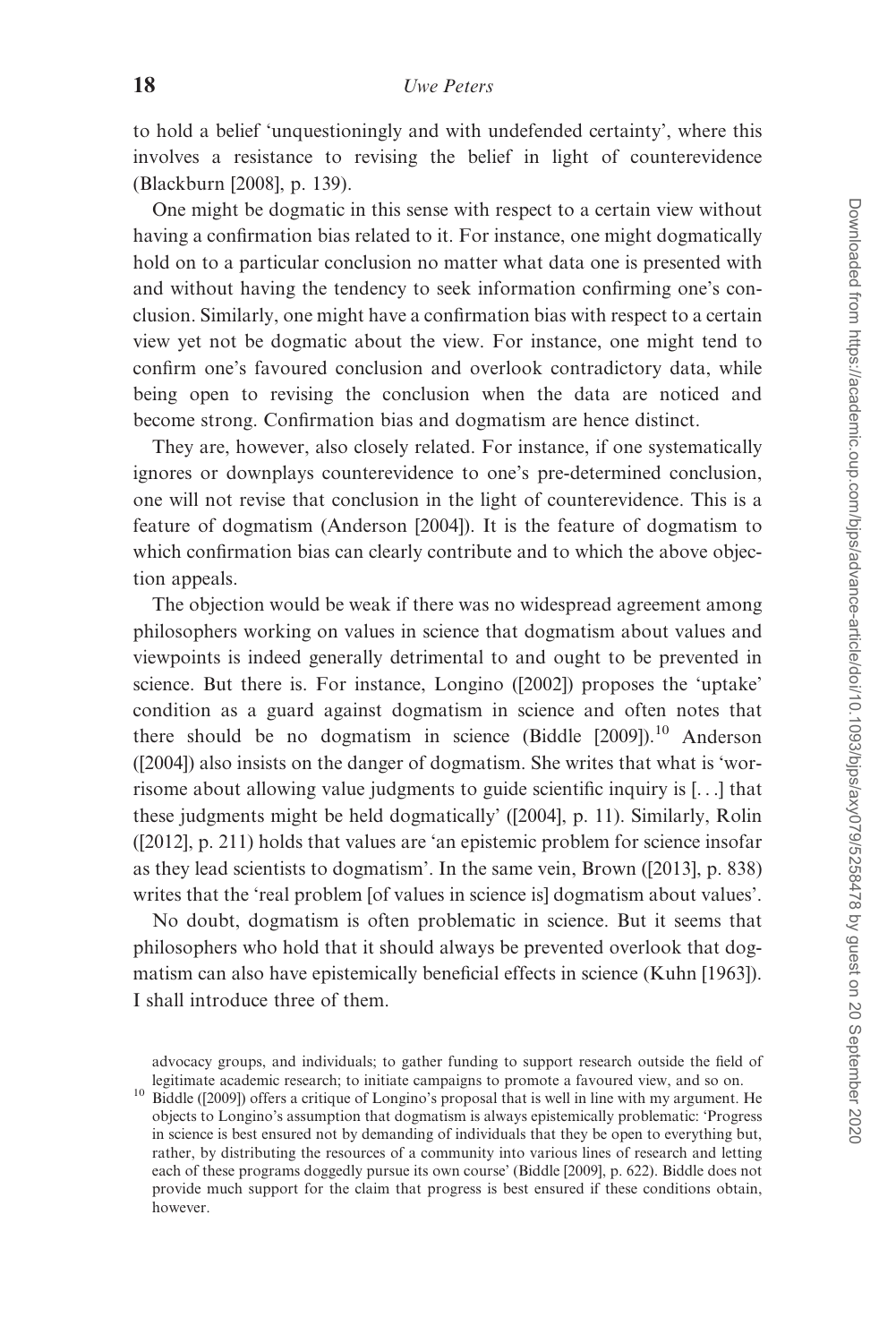to hold a belief 'unquestioningly and with undefended certainty', where this involves a resistance to revising the belief in light of counterevidence (Blackburn [2008], p. 139).

One might be dogmatic in this sense with respect to a certain view without having a confirmation bias related to it. For instance, one might dogmatically hold on to a particular conclusion no matter what data one is presented with and without having the tendency to seek information confirming one's conclusion. Similarly, one might have a confirmation bias with respect to a certain view yet not be dogmatic about the view. For instance, one might tend to confirm one's favoured conclusion and overlook contradictory data, while being open to revising the conclusion when the data are noticed and become strong. Confirmation bias and dogmatism are hence distinct.

They are, however, also closely related. For instance, if one systematically ignores or downplays counterevidence to one's pre-determined conclusion, one will not revise that conclusion in the light of counterevidence. This is a feature of dogmatism (Anderson [2004]). It is the feature of dogmatism to which confirmation bias can clearly contribute and to which the above objection appeals.

The objection would be weak if there was no widespread agreement among philosophers working on values in science that dogmatism about values and viewpoints is indeed generally detrimental to and ought to be prevented in science. But there is. For instance, Longino ([2002]) proposes the 'uptake' condition as a guard against dogmatism in science and often notes that there should be no dogmatism in science (Biddle [2009]).[10] Anderson ([2004]) also insists on the danger of dogmatism. She writes that what is 'worrisome about allowing value judgments to guide scientific inquiry is [...] that these judgments might be held dogmatically' ([2004], p. 11). Similarly, Rolin ([2012], p. 211) holds that values are 'an epistemic problem for science insofar as they lead scientists to dogmatism'. In the same vein, Brown ([2013], p. 838) writes that the 'real problem [of values in science is] dogmatism about values'.

No doubt, dogmatism is often problematic in science. But it seems that philosophers who hold that it should always be prevented overlook that dogmatism can also have epistemically beneficial effects in science (Kuhn [1963]). I shall introduce three of them.

---

advocacy groups, and individuals; to gather funding to support research outside the field of legitimate academic research; to initiate campaigns to promote a favoured view, and so on.

[10] Biddle ([2009]) offers a critique of Longino's proposal that is well in line with my argument. He objects to Longino's assumption that dogmatism is always epistemically problematic: 'Progress in science is best ensured not by demanding of individuals that they be open to everything but, rather, by distributing the resources of a community into various lines of research and letting each of these programs doggedly pursue its own course' (Biddle [2009], p. 622). Biddle does not provide much support for the claim that progress is best ensured if these conditions obtain, however.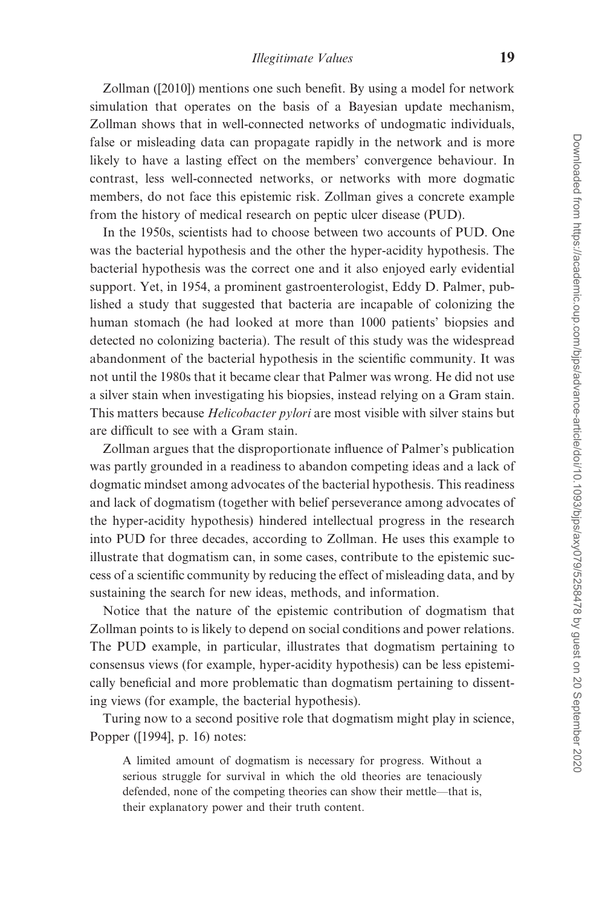Zollman ([2010]) mentions one such benefit. By using a model for network simulation that operates on the basis of a Bayesian update mechanism, Zollman shows that in well-connected networks of undogmatic individuals, false or misleading data can propagate rapidly in the network and is more likely to have a lasting effect on the members' convergence behaviour. In contrast, less well-connected networks, or networks with more dogmatic members, do not face this epistemic risk. Zollman gives a concrete example from the history of medical research on peptic ulcer disease (PUD).

In the 1950s, scientists had to choose between two accounts of PUD. One was the bacterial hypothesis and the other the hyper-acidity hypothesis. The bacterial hypothesis was the correct one and it also enjoyed early evidential support. Yet, in 1954, a prominent gastroenterologist, Eddy D. Palmer, published a study that suggested that bacteria are incapable of colonizing the human stomach (he had looked at more than 1000 patients' biopsies and detected no colonizing bacteria). The result of this study was the widespread abandonment of the bacterial hypothesis in the scientific community. It was not until the 1980s that it became clear that Palmer was wrong. He did not use a silver stain when investigating his biopsies, instead relying on a Gram stain. This matters because *Helicobacter pylori* are most visible with silver stains but are difficult to see with a Gram stain.

Zollman argues that the disproportionate influence of Palmer's publication was partly grounded in a readiness to abandon competing ideas and a lack of dogmatic mindset among advocates of the bacterial hypothesis. This readiness and lack of dogmatism (together with belief perseverance among advocates of the hyper-acidity hypothesis) hindered intellectual progress in the research into PUD for three decades, according to Zollman. He uses this example to illustrate that dogmatism can, in some cases, contribute to the epistemic success of a scientific community by reducing the effect of misleading data, and by sustaining the search for new ideas, methods, and information.

Notice that the nature of the epistemic contribution of dogmatism that Zollman points to is likely to depend on social conditions and power relations. The PUD example, in particular, illustrates that dogmatism pertaining to consensus views (for example, hyper-acidity hypothesis) can be less epistemically beneficial and more problematic than dogmatism pertaining to dissenting views (for example, the bacterial hypothesis).

Turing now to a second positive role that dogmatism might play in science, Popper ([1994], p. 16) notes:

> A limited amount of dogmatism is necessary for progress. Without a serious struggle for survival in which the old theories are tenaciously defended, none of the competing theories can show their mettle—that is, their explanatory power and their truth content.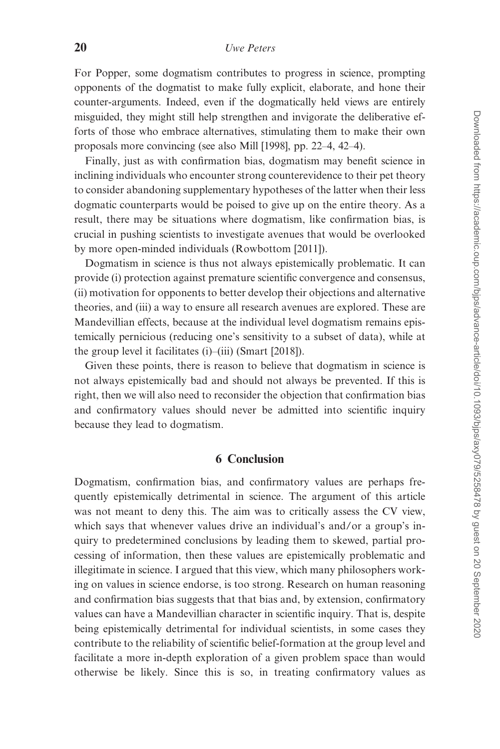For Popper, some dogmatism contributes to progress in science, prompting opponents of the dogmatist to make fully explicit, elaborate, and hone their counter-arguments. Indeed, even if the dogmatically held views are entirely misguided, they might still help strengthen and invigorate the deliberative efforts of those who embrace alternatives, stimulating them to make their own proposals more convincing (see also Mill [1998], pp. 22–4, 42–4).

Finally, just as with confirmation bias, dogmatism may benefit science in inclining individuals who encounter strong counterevidence to their pet theory to consider abandoning supplementary hypotheses of the latter when their less dogmatic counterparts would be poised to give up on the entire theory. As a result, there may be situations where dogmatism, like confirmation bias, is crucial in pushing scientists to investigate avenues that would be overlooked by more open-minded individuals (Rowbottom [2011]).

Dogmatism in science is thus not always epistemically problematic. It can provide (i) protection against premature scientific convergence and consensus, (ii) motivation for opponents to better develop their objections and alternative theories, and (iii) a way to ensure all research avenues are explored. These are Mandevillian effects, because at the individual level dogmatism remains epistemically pernicious (reducing one's sensitivity to a subset of data), while at the group level it facilitates (i)–(iii) (Smart [2018]).

Given these points, there is reason to believe that dogmatism in science is not always epistemically bad and should not always be prevented. If this is right, then we will also need to reconsider the objection that confirmation bias and confirmatory values should never be admitted into scientific inquiry because they lead to dogmatism.

## 6 Conclusion

Dogmatism, confirmation bias, and confirmatory values are perhaps frequently epistemically detrimental in science. The argument of this article was not meant to deny this. The aim was to critically assess the CV view, which says that whenever values drive an individual's and/or a group's inquiry to predetermined conclusions by leading them to skewed, partial processing of information, then these values are epistemically problematic and illegitimate in science. I argued that this view, which many philosophers working on values in science endorse, is too strong. Research on human reasoning and confirmation bias suggests that that bias and, by extension, confirmatory values can have a Mandevillian character in scientific inquiry. That is, despite being epistemically detrimental for individual scientists, in some cases they contribute to the reliability of scientific belief-formation at the group level and facilitate a more in-depth exploration of a given problem space than would otherwise be likely. Since this is so, in treating confirmatory values as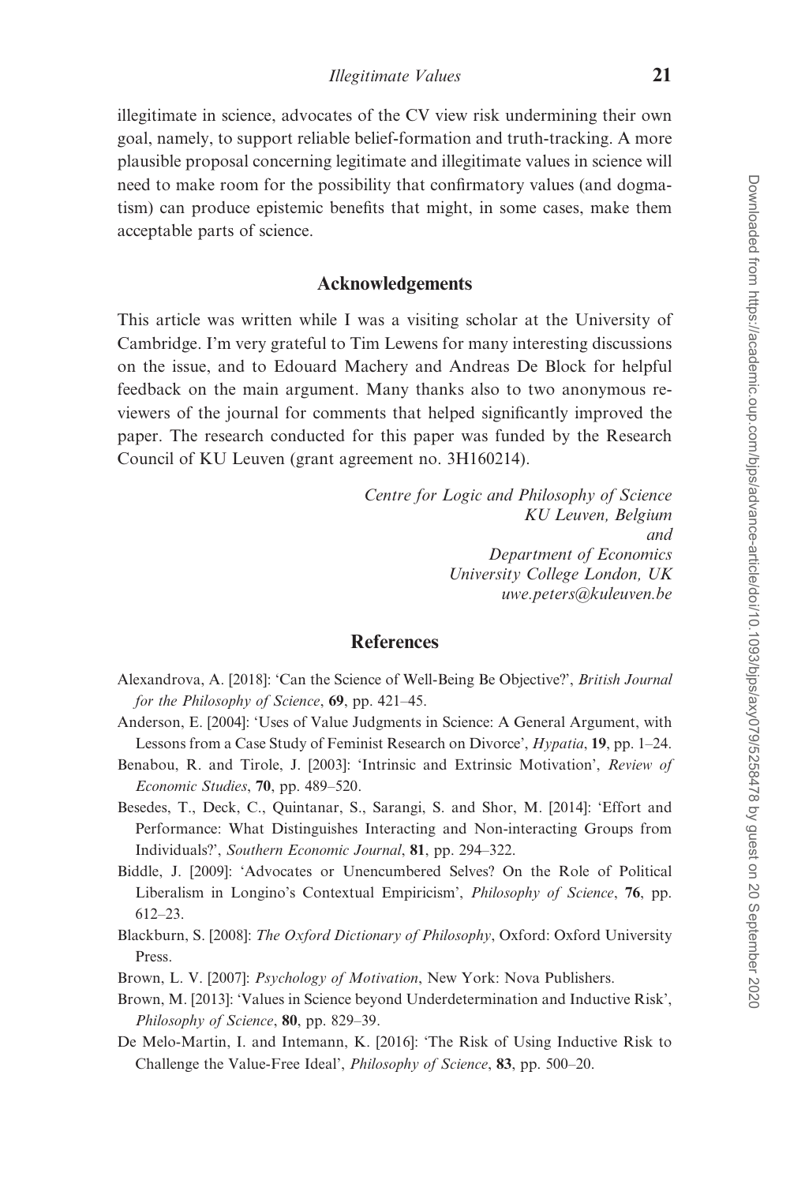illegitimate in science, advocates of the CV view risk undermining their own goal, namely, to support reliable belief-formation and truth-tracking. A more plausible proposal concerning legitimate and illegitimate values in science will need to make room for the possibility that confirmatory values (and dogmatism) can produce epistemic benefits that might, in some cases, make them acceptable parts of science.

## Acknowledgements

This article was written while I was a visiting scholar at the University of Cambridge. I'm very grateful to Tim Lewens for many interesting discussions on the issue, and to Edouard Machery and Andreas De Block for helpful feedback on the main argument. Many thanks also to two anonymous reviewers of the journal for comments that helped significantly improved the paper. The research conducted for this paper was funded by the Research Council of KU Leuven (grant agreement no. 3H160214).

*Centre for Logic and Philosophy of Science*
*KU Leuven, Belgium*
*and*
*Department of Economics*
*University College London, UK*
*uwe.peters@kuleuven.be*

## References

Alexandrova, A. [2018]: 'Can the Science of Well-Being Be Objective?', *British Journal for the Philosophy of Science*, **69**, pp. 421–45.

Anderson, E. [2004]: 'Uses of Value Judgments in Science: A General Argument, with Lessons from a Case Study of Feminist Research on Divorce', *Hypatia*, **19**, pp. 1–24.

Benabou, R. and Tirole, J. [2003]: 'Intrinsic and Extrinsic Motivation', *Review of Economic Studies*, **70**, pp. 489–520.

Besedes, T., Deck, C., Quintanar, S., Sarangi, S. and Shor, M. [2014]: 'Effort and Performance: What Distinguishes Interacting and Non-interacting Groups from Individuals?', *Southern Economic Journal*, **81**, pp. 294–322.

Biddle, J. [2009]: 'Advocates or Unencumbered Selves? On the Role of Political Liberalism in Longino's Contextual Empiricism', *Philosophy of Science*, **76**, pp. 612–23.

Blackburn, S. [2008]: *The Oxford Dictionary of Philosophy*, Oxford: Oxford University Press.

Brown, L. V. [2007]: *Psychology of Motivation*, New York: Nova Publishers.

Brown, M. [2013]: 'Values in Science beyond Underdetermination and Inductive Risk', *Philosophy of Science*, **80**, pp. 829–39.

De Melo-Martin, I. and Intemann, K. [2016]: 'The Risk of Using Inductive Risk to Challenge the Value-Free Ideal', *Philosophy of Science*, **83**, pp. 500–20.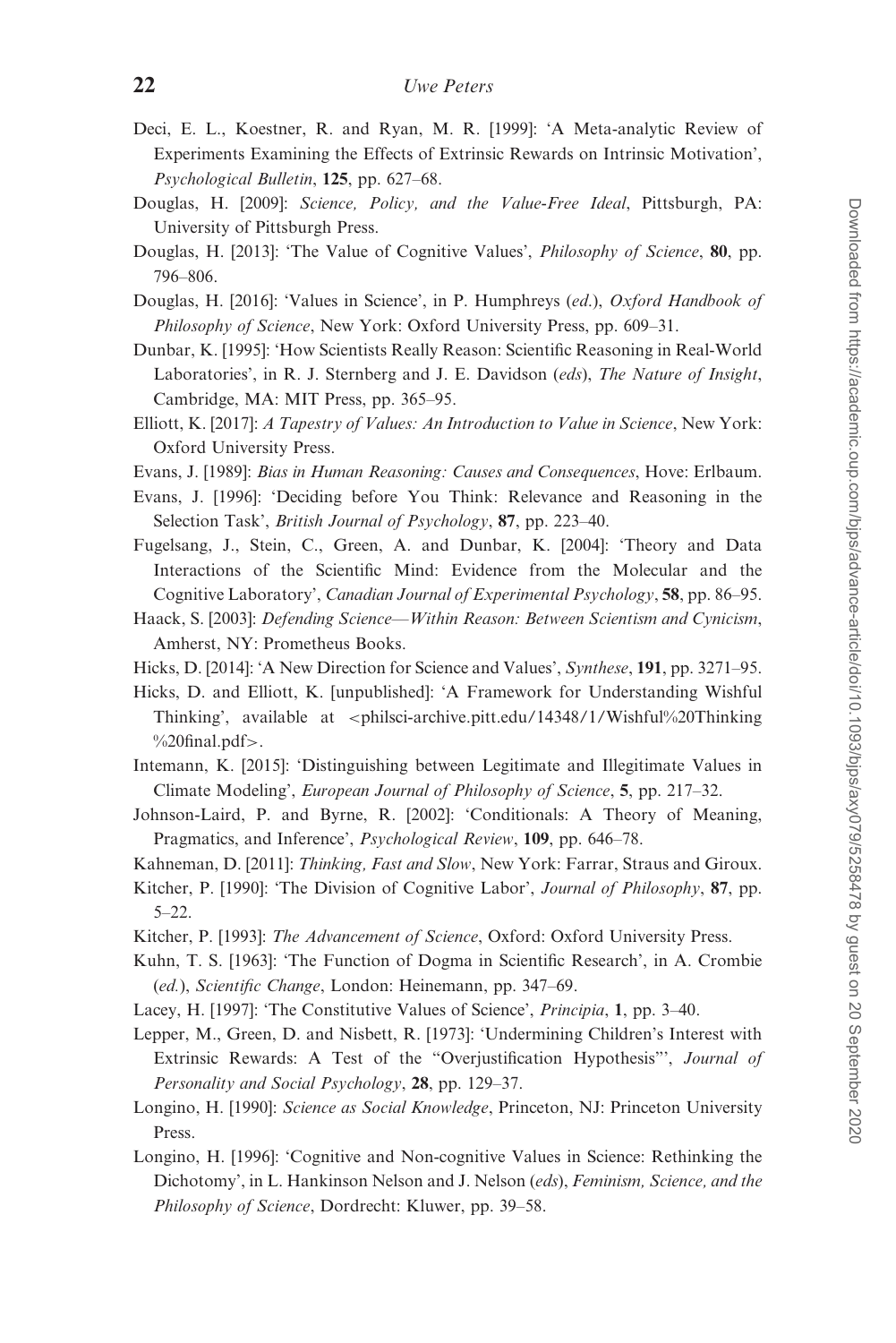Deci, E. L., Koestner, R. and Ryan, M. R. [1999]: 'A Meta-analytic Review of Experiments Examining the Effects of Extrinsic Rewards on Intrinsic Motivation', *Psychological Bulletin*, **125**, pp. 627–68.

Douglas, H. [2009]: *Science, Policy, and the Value-Free Ideal*, Pittsburgh, PA: University of Pittsburgh Press.

Douglas, H. [2013]: 'The Value of Cognitive Values', *Philosophy of Science*, **80**, pp. 796–806.

Douglas, H. [2016]: 'Values in Science', in P. Humphreys (*ed.*), *Oxford Handbook of Philosophy of Science*, New York: Oxford University Press, pp. 609–31.

Dunbar, K. [1995]: 'How Scientists Really Reason: Scientific Reasoning in Real-World Laboratories', in R. J. Sternberg and J. E. Davidson (*eds*), *The Nature of Insight*, Cambridge, MA: MIT Press, pp. 365–95.

Elliott, K. [2017]: *A Tapestry of Values: An Introduction to Value in Science*, New York: Oxford University Press.

Evans, J. [1989]: *Bias in Human Reasoning: Causes and Consequences*, Hove: Erlbaum.

Evans, J. [1996]: 'Deciding before You Think: Relevance and Reasoning in the Selection Task', *British Journal of Psychology*, **87**, pp. 223–40.

Fugelsang, J., Stein, C., Green, A. and Dunbar, K. [2004]: 'Theory and Data Interactions of the Scientific Mind: Evidence from the Molecular and the Cognitive Laboratory', *Canadian Journal of Experimental Psychology*, **58**, pp. 86–95.

Haack, S. [2003]: *Defending Science—Within Reason: Between Scientism and Cynicism*, Amherst, NY: Prometheus Books.

Hicks, D. [2014]: 'A New Direction for Science and Values', *Synthese*, **191**, pp. 3271–95.

Hicks, D. and Elliott, K. [unpublished]: 'A Framework for Understanding Wishful Thinking', available at <philsci-archive.pitt.edu/14348/1/Wishful%20Thinking%20final.pdf>.

Intemann, K. [2015]: 'Distinguishing between Legitimate and Illegitimate Values in Climate Modeling', *European Journal of Philosophy of Science*, **5**, pp. 217–32.

Johnson-Laird, P. and Byrne, R. [2002]: 'Conditionals: A Theory of Meaning, Pragmatics, and Inference', *Psychological Review*, **109**, pp. 646–78.

Kahneman, D. [2011]: *Thinking, Fast and Slow*, New York: Farrar, Straus and Giroux.

Kitcher, P. [1990]: 'The Division of Cognitive Labor', *Journal of Philosophy*, **87**, pp. 5–22.

Kitcher, P. [1993]: *The Advancement of Science*, Oxford: Oxford University Press.

Kuhn, T. S. [1963]: 'The Function of Dogma in Scientific Research', in A. Crombie (*ed.*), *Scientific Change*, London: Heinemann, pp. 347–69.

Lacey, H. [1997]: 'The Constitutive Values of Science', *Principia*, **1**, pp. 3–40.

Lepper, M., Green, D. and Nisbett, R. [1973]: 'Undermining Children's Interest with Extrinsic Rewards: A Test of the "Overjustification Hypothesis"', *Journal of Personality and Social Psychology*, **28**, pp. 129–37.

Longino, H. [1990]: *Science as Social Knowledge*, Princeton, NJ: Princeton University Press.

Longino, H. [1996]: 'Cognitive and Non-cognitive Values in Science: Rethinking the Dichotomy', in L. Hankinson Nelson and J. Nelson (*eds*), *Feminism, Science, and the Philosophy of Science*, Dordrecht: Kluwer, pp. 39–58.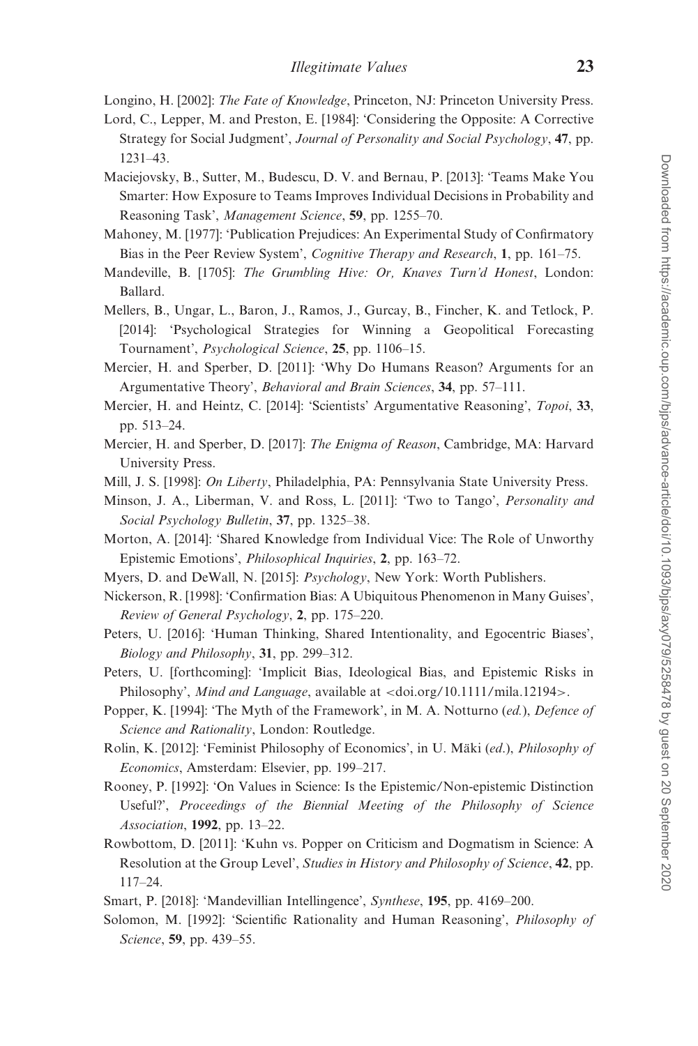Longino, H. [2002]: *The Fate of Knowledge*, Princeton, NJ: Princeton University Press.

Lord, C., Lepper, M. and Preston, E. [1984]: 'Considering the Opposite: A Corrective Strategy for Social Judgment', *Journal of Personality and Social Psychology*, **47**, pp. 1231–43.

Maciejovsky, B., Sutter, M., Budescu, D. V. and Bernau, P. [2013]: 'Teams Make You Smarter: How Exposure to Teams Improves Individual Decisions in Probability and Reasoning Task', *Management Science*, **59**, pp. 1255–70.

Mahoney, M. [1977]: 'Publication Prejudices: An Experimental Study of Confirmatory Bias in the Peer Review System', *Cognitive Therapy and Research*, **1**, pp. 161–75.

Mandeville, B. [1705]: *The Grumbling Hive: Or, Knaves Turn'd Honest*, London: Ballard.

Mellers, B., Ungar, L., Baron, J., Ramos, J., Gurcay, B., Fincher, K. and Tetlock, P. [2014]: 'Psychological Strategies for Winning a Geopolitical Forecasting Tournament', *Psychological Science*, **25**, pp. 1106–15.

Mercier, H. and Sperber, D. [2011]: 'Why Do Humans Reason? Arguments for an Argumentative Theory', *Behavioral and Brain Sciences*, **34**, pp. 57–111.

Mercier, H. and Heintz, C. [2014]: 'Scientists' Argumentative Reasoning', *Topoi*, **33**, pp. 513–24.

Mercier, H. and Sperber, D. [2017]: *The Enigma of Reason*, Cambridge, MA: Harvard University Press.

Mill, J. S. [1998]: *On Liberty*, Philadelphia, PA: Pennsylvania State University Press.

Minson, J. A., Liberman, V. and Ross, L. [2011]: 'Two to Tango', *Personality and Social Psychology Bulletin*, **37**, pp. 1325–38.

Morton, A. [2014]: 'Shared Knowledge from Individual Vice: The Role of Unworthy Epistemic Emotions', *Philosophical Inquiries*, **2**, pp. 163–72.

Myers, D. and DeWall, N. [2015]: *Psychology*, New York: Worth Publishers.

Nickerson, R. [1998]: 'Confirmation Bias: A Ubiquitous Phenomenon in Many Guises', *Review of General Psychology*, **2**, pp. 175–220.

Peters, U. [2016]: 'Human Thinking, Shared Intentionality, and Egocentric Biases', *Biology and Philosophy*, **31**, pp. 299–312.

Peters, U. [forthcoming]: 'Implicit Bias, Ideological Bias, and Epistemic Risks in Philosophy', *Mind and Language*, available at <doi.org/10.1111/mila.12194>.

Popper, K. [1994]: 'The Myth of the Framework', in M. A. Notturno (*ed.*), *Defence of Science and Rationality*, London: Routledge.

Rolin, K. [2012]: 'Feminist Philosophy of Economics', in U. Mäki (*ed.*), *Philosophy of Economics*, Amsterdam: Elsevier, pp. 199–217.

Rooney, P. [1992]: 'On Values in Science: Is the Epistemic/Non-epistemic Distinction Useful?', *Proceedings of the Biennial Meeting of the Philosophy of Science Association*, **1992**, pp. 13–22.

Rowbottom, D. [2011]: 'Kuhn vs. Popper on Criticism and Dogmatism in Science: A Resolution at the Group Level', *Studies in History and Philosophy of Science*, **42**, pp. 117–24.

Smart, P. [2018]: 'Mandevillian Intellingence', *Synthese*, **195**, pp. 4169–200.

Solomon, M. [1992]: 'Scientific Rationality and Human Reasoning', *Philosophy of Science*, **59**, pp. 439–55.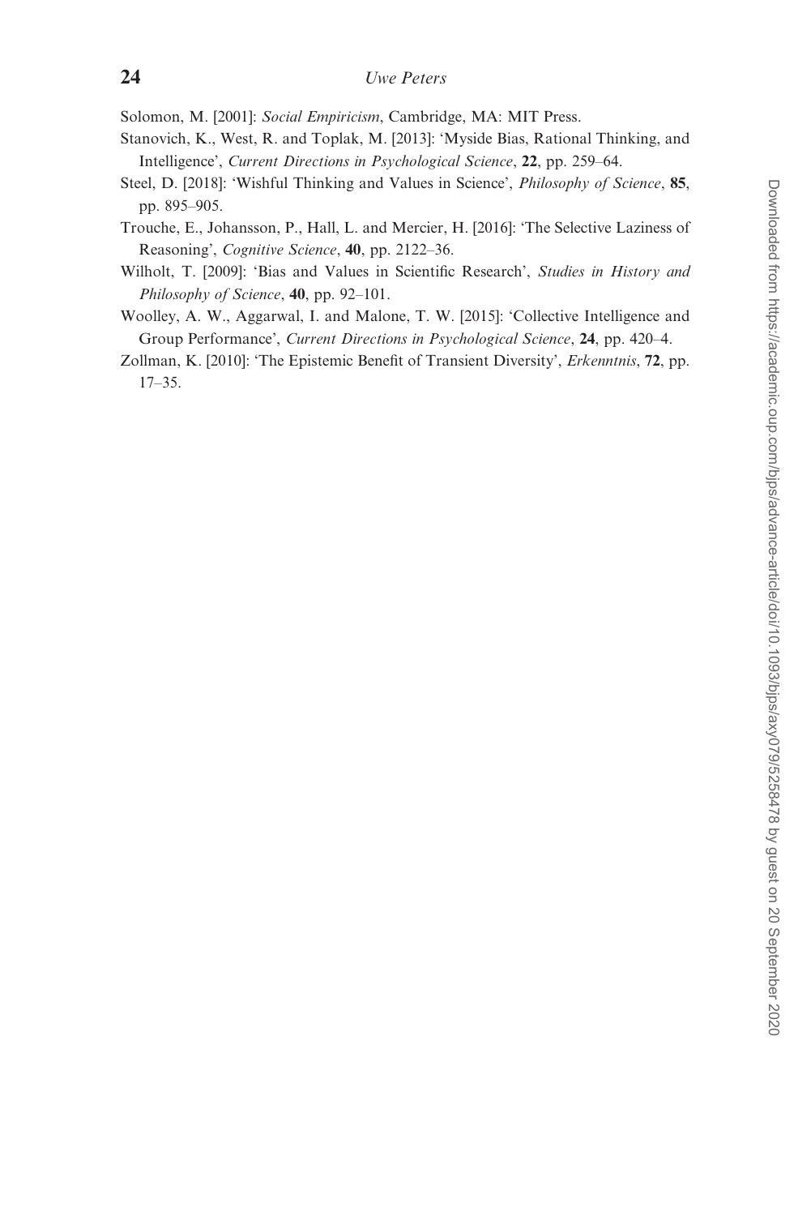Solomon, M. [2001]: *Social Empiricism*, Cambridge, MA: MIT Press.

Stanovich, K., West, R. and Toplak, M. [2013]: 'Myside Bias, Rational Thinking, and Intelligence', *Current Directions in Psychological Science*, **22**, pp. 259–64.

Steel, D. [2018]: 'Wishful Thinking and Values in Science', *Philosophy of Science*, **85**, pp. 895–905.

Trouche, E., Johansson, P., Hall, L. and Mercier, H. [2016]: 'The Selective Laziness of Reasoning', *Cognitive Science*, **40**, pp. 2122–36.

Wilholt, T. [2009]: 'Bias and Values in Scientific Research', *Studies in History and Philosophy of Science*, **40**, pp. 92–101.

Woolley, A. W., Aggarwal, I. and Malone, T. W. [2015]: 'Collective Intelligence and Group Performance', *Current Directions in Psychological Science*, **24**, pp. 420–4.

Zollman, K. [2010]: 'The Epistemic Benefit of Transient Diversity', *Erkenntnis*, **72**, pp. 17–35.